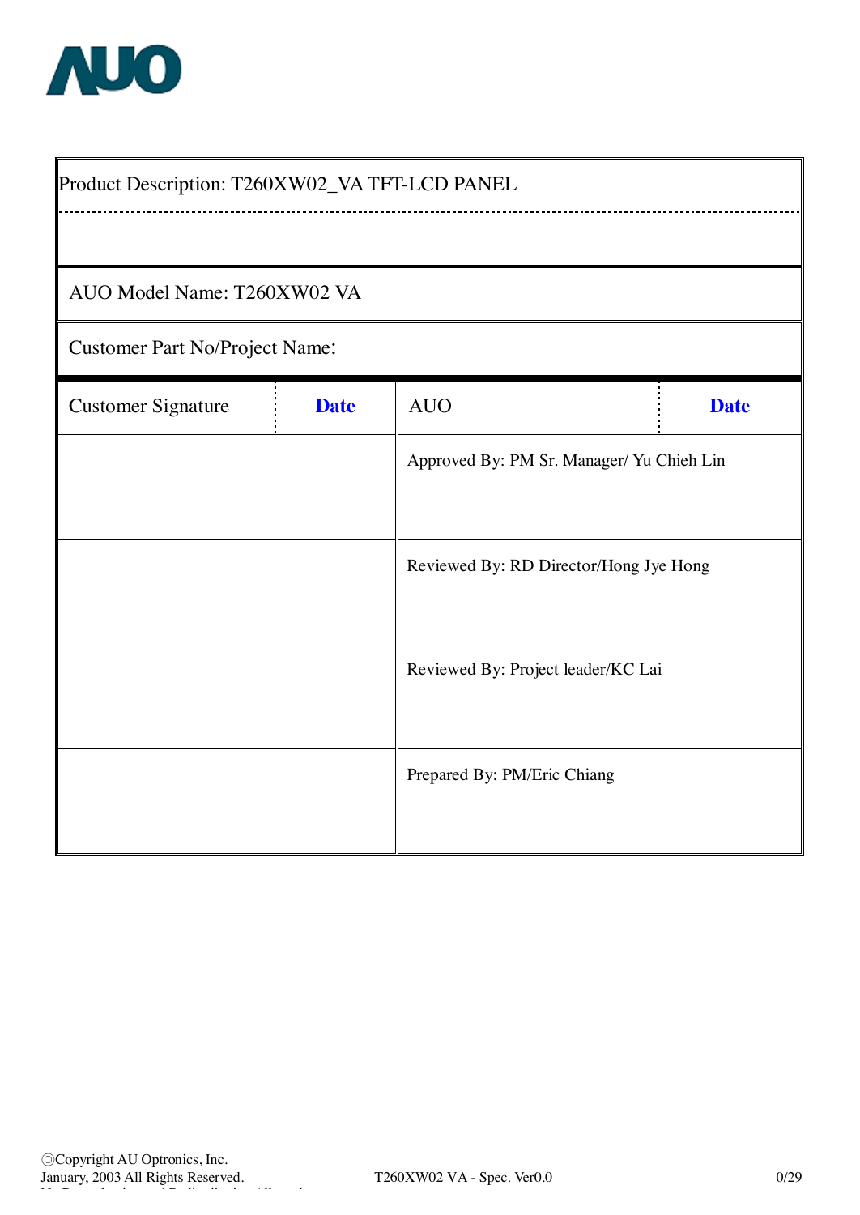AUO

| Product Description: T260XW02_VA TFT-LCD PANEL | | | |
|---|---|---|---|
| AUO Model Name: T260XW02 VA | | | |
| Customer Part No/Project Name: | | | |
| Customer Signature | **Date** | AUO | **Date** |
| | | Approved By: PM Sr. Manager/ Yu Chieh Lin | |
| | | Reviewed By: RD Director/Hong Jye Hong<br><br>Reviewed By: Project leader/KC Lai | |
| | | Prepared By: PM/Eric Chiang | |

ⒸCopyright AU Optronics, Inc.
January, 2003 All Rights Reserved.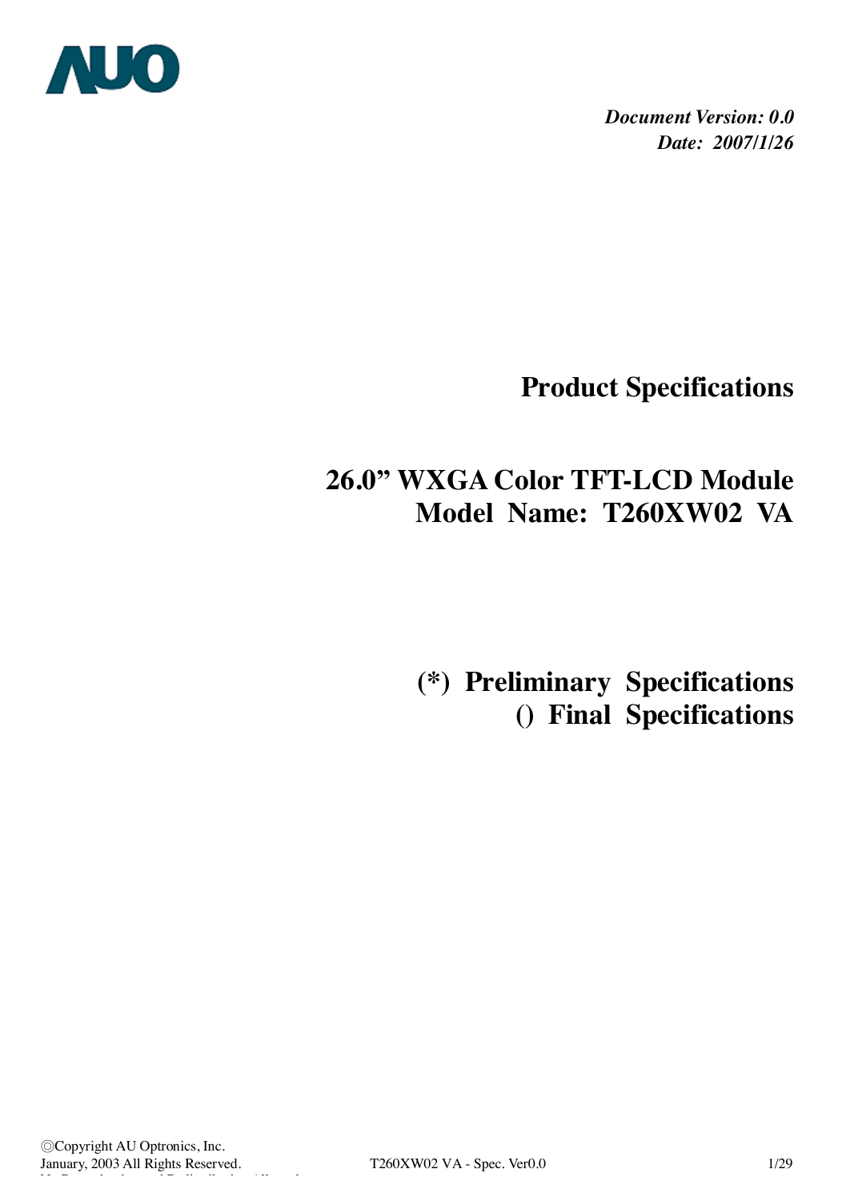*Document Version: 0.0*
*Date: 2007/1/26*

# Product Specifications

## 26.0" WXGA Color TFT-LCD Module
## Model Name: T260XW02 VA

## (*) Preliminary Specifications
## () Final Specifications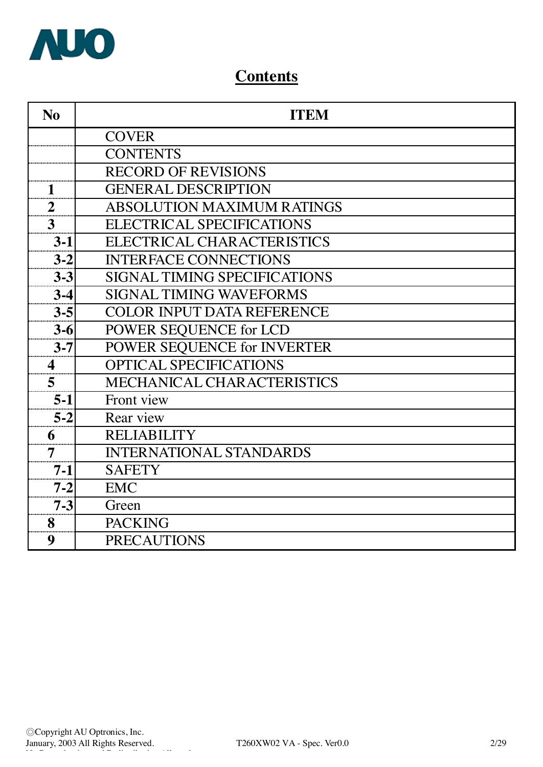# Contents

| No | ITEM |
|---|---|
| | COVER |
| | CONTENTS |
| | RECORD OF REVISIONS |
| 1 | GENERAL DESCRIPTION |
| 2 | ABSOLUTION MAXIMUM RATINGS |
| 3 | ELECTRICAL SPECIFICATIONS |
| 3-1 | ELECTRICAL CHARACTERISTICS |
| 3-2 | INTERFACE CONNECTIONS |
| 3-3 | SIGNAL TIMING SPECIFICATIONS |
| 3-4 | SIGNAL TIMING WAVEFORMS |
| 3-5 | COLOR INPUT DATA REFERENCE |
| 3-6 | POWER SEQUENCE for LCD |
| 3-7 | POWER SEQUENCE for INVERTER |
| 4 | OPTICAL SPECIFICATIONS |
| 5 | MECHANICAL CHARACTERISTICS |
| 5-1 | Front view |
| 5-2 | Rear view |
| 6 | RELIABILITY |
| 7 | INTERNATIONAL STANDARDS |
| 7-1 | SAFETY |
| 7-2 | EMC |
| 7-3 | Green |
| 8 | PACKING |
| 9 | PRECAUTIONS |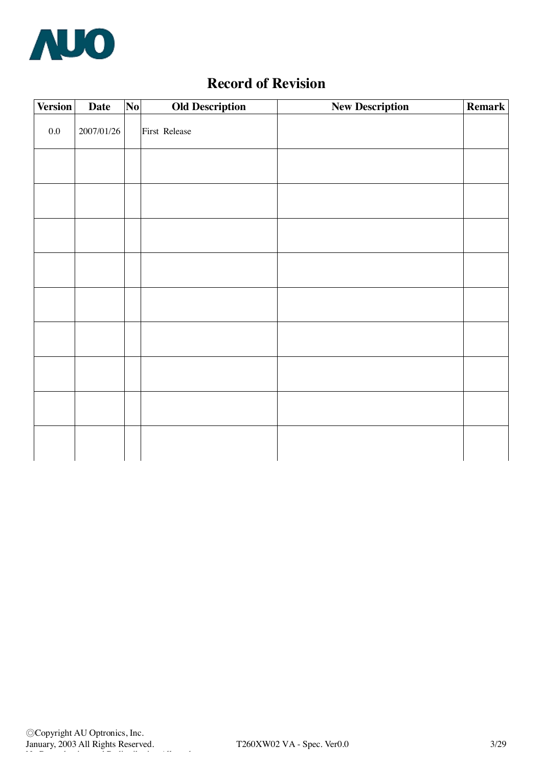# Record of Revision

| Version | Date | No | Old Description | New Description | Remark |
|---|---|---|---|---|---|
| 0.0 | 2007/01/26 | | First Release | | |
| | | | | | |
| | | | | | |
| | | | | | |
| | | | | | |
| | | | | | |
| | | | | | |
| | | | | | |
| | | | | | |
| | | | | | |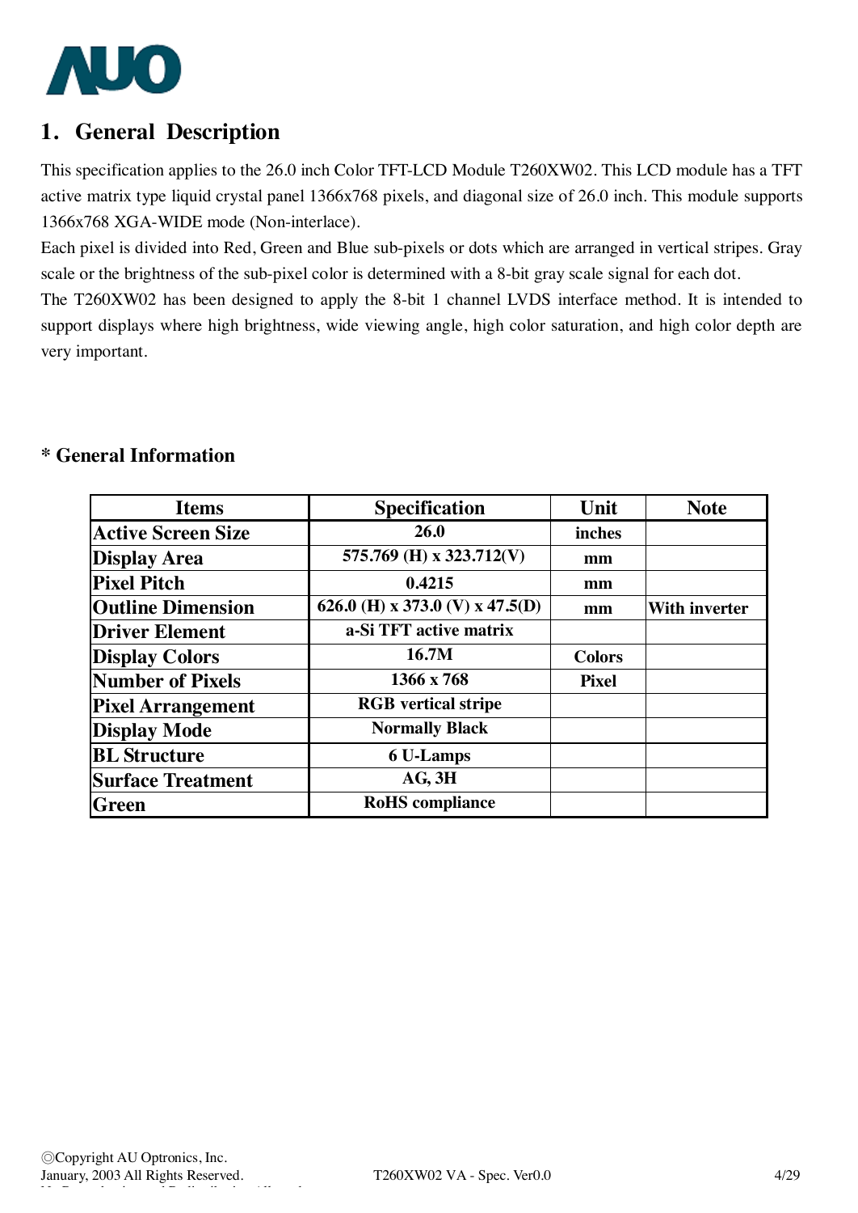# 1. General Description

This specification applies to the 26.0 inch Color TFT-LCD Module T260XW02. This LCD module has a TFT active matrix type liquid crystal panel 1366x768 pixels, and diagonal size of 26.0 inch. This module supports 1366x768 XGA-WIDE mode (Non-interlace).

Each pixel is divided into Red, Green and Blue sub-pixels or dots which are arranged in vertical stripes. Gray scale or the brightness of the sub-pixel color is determined with a 8-bit gray scale signal for each dot.

The T260XW02 has been designed to apply the 8-bit 1 channel LVDS interface method. It is intended to support displays where high brightness, wide viewing angle, high color saturation, and high color depth are very important.

## * General Information

| Items | Specification | Unit | Note |
|---|---|---|---|
| Active Screen Size | 26.0 | inches | |
| Display Area | 575.769 (H) x 323.712(V) | mm | |
| Pixel Pitch | 0.4215 | mm | |
| Outline Dimension | 626.0 (H) x 373.0 (V) x 47.5(D) | mm | With inverter |
| Driver Element | a-Si TFT active matrix | | |
| Display Colors | 16.7M | Colors | |
| Number of Pixels | 1366 x 768 | Pixel | |
| Pixel Arrangement | RGB vertical stripe | | |
| Display Mode | Normally Black | | |
| BL Structure | 6 U-Lamps | | |
| Surface Treatment | AG, 3H | | |
| Green | RoHS compliance | | |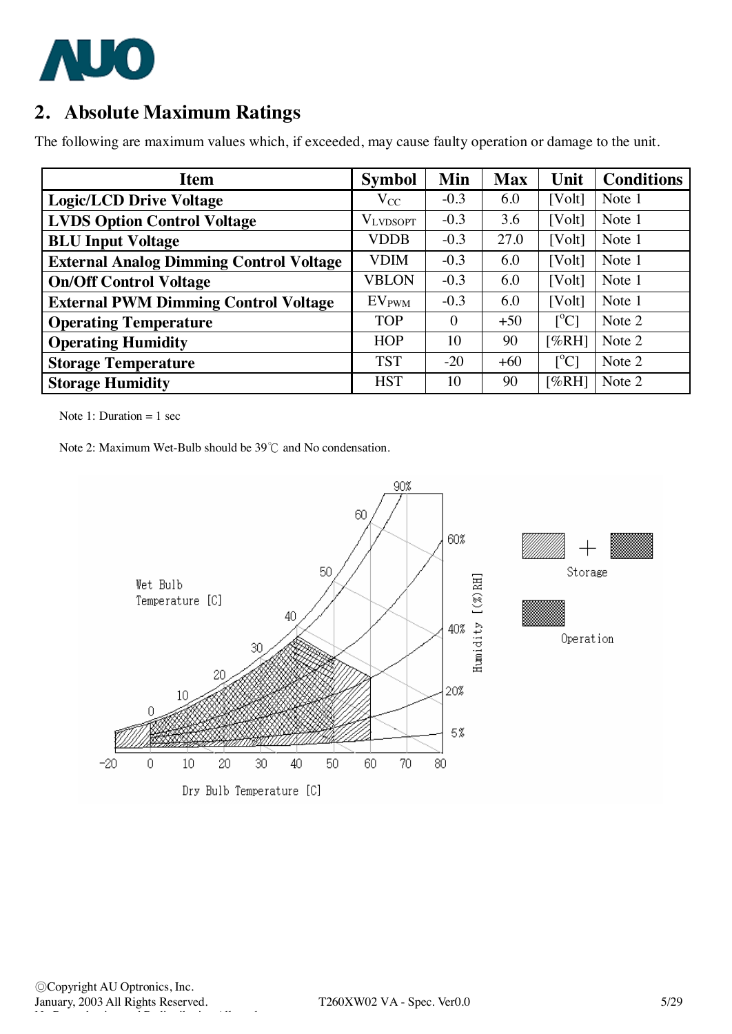## 2. Absolute Maximum Ratings

The following are maximum values which, if exceeded, may cause faulty operation or damage to the unit.

| Item | Symbol | Min | Max | Unit | Conditions |
|---|---|---|---|---|---|
| **Logic/LCD Drive Voltage** | $V_{CC}$ | -0.3 | 6.0 | [Volt] | Note 1 |
| **LVDS Option Control Voltage** | $V_{LVDSOPT}$ | -0.3 | 3.6 | [Volt] | Note 1 |
| **BLU Input Voltage** | VDDB | -0.3 | 27.0 | [Volt] | Note 1 |
| **External Analog Dimming Control Voltage** | VDIM | -0.3 | 6.0 | [Volt] | Note 1 |
| **On/Off Control Voltage** | VBLON | -0.3 | 6.0 | [Volt] | Note 1 |
| **External PWM Dimming Control Voltage** | $EV_{PWM}$ | -0.3 | 6.0 | [Volt] | Note 1 |
| **Operating Temperature** | TOP | 0 | +50 | [°C] | Note 2 |
| **Operating Humidity** | HOP | 10 | 90 | [%RH] | Note 2 |
| **Storage Temperature** | TST | -20 | +60 | [°C] | Note 2 |
| **Storage Humidity** | HST | 10 | 90 | [%RH] | Note 2 |

Note 1: Duration = 1 sec

Note 2: Maximum Wet-Bulb should be 39℃ and No condensation.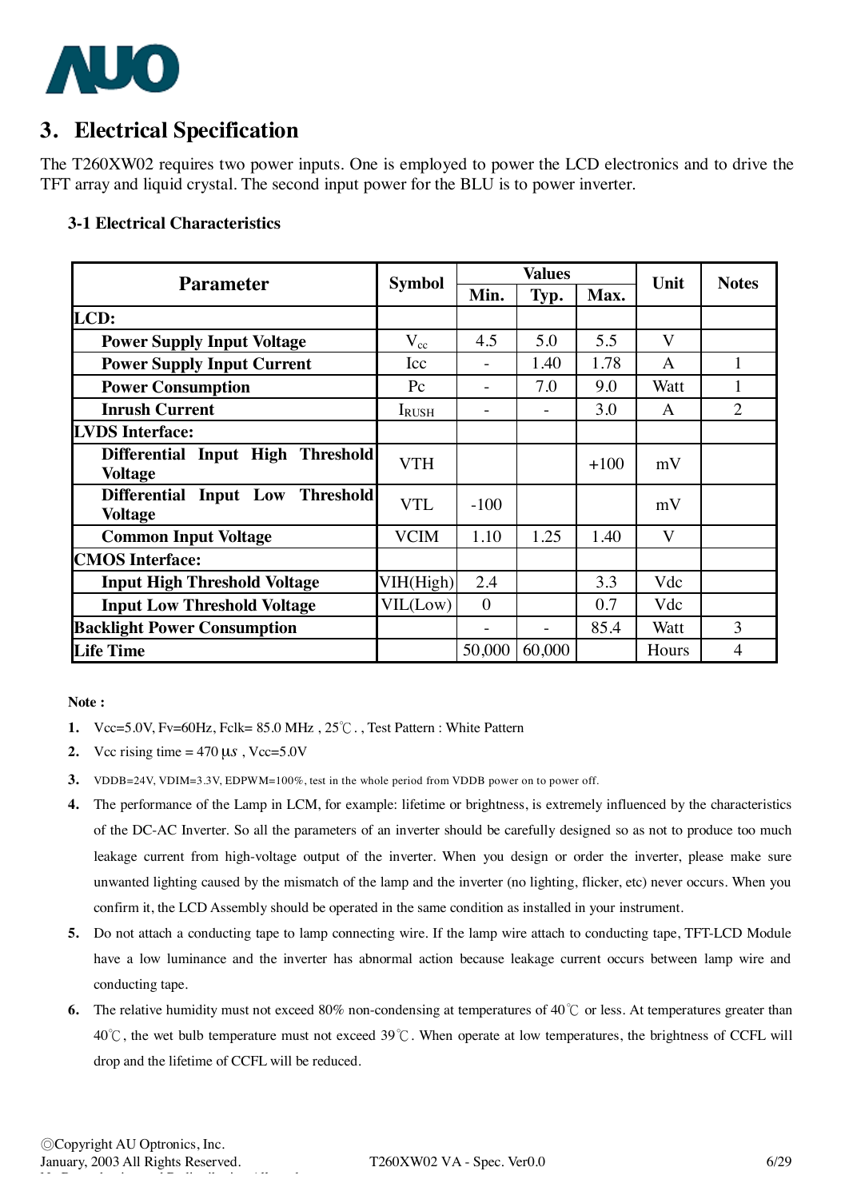# 3. Electrical Specification

The T260XW02 requires two power inputs. One is employed to power the LCD electronics and to drive the TFT array and liquid crystal. The second input power for the BLU is to power inverter.

### 3-1 Electrical Characteristics

| Parameter | Symbol | Values | | | Unit | Notes |
|---|---|---|---|---|---|---|
| | | Min. | Typ. | Max. | | |
| **LCD:** | | | | | | |
| **Power Supply Input Voltage** | $V_{cc}$ | 4.5 | 5.0 | 5.5 | V | |
| **Power Supply Input Current** | Icc | - | 1.40 | 1.78 | A | 1 |
| **Power Consumption** | Pc | - | 7.0 | 9.0 | Watt | 1 |
| **Inrush Current** | $I_{RUSH}$ | - | - | 3.0 | A | 2 |
| **LVDS Interface:** | | | | | | |
| **Differential Input High Threshold Voltage** | VTH | | | +100 | mV | |
| **Differential Input Low Threshold Voltage** | VTL | -100 | | | mV | |
| **Common Input Voltage** | VCIM | 1.10 | 1.25 | 1.40 | V | |
| **CMOS Interface:** | | | | | | |
| **Input High Threshold Voltage** | VIH(High) | 2.4 | | 3.3 | Vdc | |
| **Input Low Threshold Voltage** | VIL(Low) | 0 | | 0.7 | Vdc | |
| **Backlight Power Consumption** | | - | - | 85.4 | Watt | 3 |
| **Life Time** | | 50,000 | 60,000 | | Hours | 4 |

**Note :**

1. Vcc=5.0V, Fv=60Hz, Fclk= 85.0 MHz , 25℃. , Test Pattern : White Pattern
2. Vcc rising time = 470 μs , Vcc=5.0V
3. VDDB=24V, VDIM=3.3V, EDPWM=100%, test in the whole period from VDDB power on to power off.
4. The performance of the Lamp in LCM, for example: lifetime or brightness, is extremely influenced by the characteristics of the DC-AC Inverter. So all the parameters of an inverter should be carefully designed so as not to produce too much leakage current from high-voltage output of the inverter. When you design or order the inverter, please make sure unwanted lighting caused by the mismatch of the lamp and the inverter (no lighting, flicker, etc) never occurs. When you confirm it, the LCD Assembly should be operated in the same condition as installed in your instrument.
5. Do not attach a conducting tape to lamp connecting wire. If the lamp wire attach to conducting tape, TFT-LCD Module have a low luminance and the inverter has abnormal action because leakage current occurs between lamp wire and conducting tape.
6. The relative humidity must not exceed 80% non-condensing at temperatures of 40℃ or less. At temperatures greater than 40℃, the wet bulb temperature must not exceed 39℃. When operate at low temperatures, the brightness of CCFL will drop and the lifetime of CCFL will be reduced.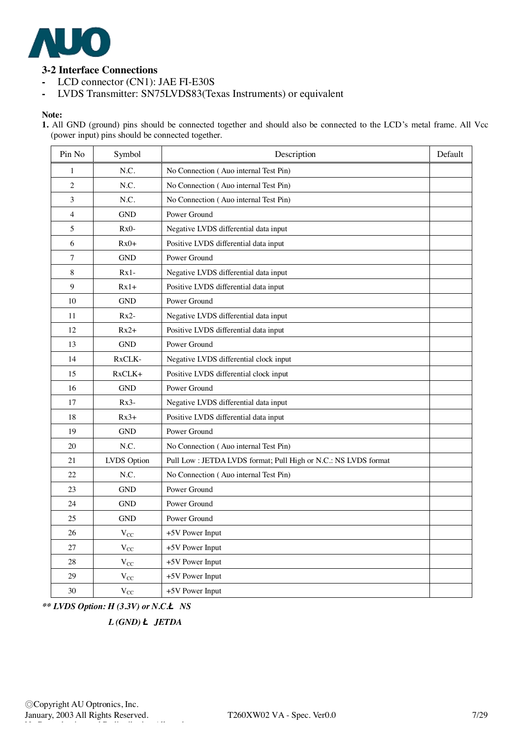## 3-2 Interface Connections

- LCD connector (CN1): JAE FI-E30S
- LVDS Transmitter: SN75LVDS83(Texas Instruments) or equivalent

**Note:**

**1.** All GND (ground) pins should be connected together and should also be connected to the LCD's metal frame. All Vcc (power input) pins should be connected together.

| Pin No | Symbol | Description | Default |
|---|---|---|---|
| 1 | N.C. | No Connection ( Auo internal Test Pin) | |
| 2 | N.C. | No Connection ( Auo internal Test Pin) | |
| 3 | N.C. | No Connection ( Auo internal Test Pin) | |
| 4 | GND | Power Ground | |
| 5 | Rx0- | Negative LVDS differential data input | |
| 6 | Rx0+ | Positive LVDS differential data input | |
| 7 | GND | Power Ground | |
| 8 | Rx1- | Negative LVDS differential data input | |
| 9 | Rx1+ | Positive LVDS differential data input | |
| 10 | GND | Power Ground | |
| 11 | Rx2- | Negative LVDS differential data input | |
| 12 | Rx2+ | Positive LVDS differential data input | |
| 13 | GND | Power Ground | |
| 14 | RxCLK- | Negative LVDS differential clock input | |
| 15 | RxCLK+ | Positive LVDS differential clock input | |
| 16 | GND | Power Ground | |
| 17 | Rx3- | Negative LVDS differential data input | |
| 18 | Rx3+ | Positive LVDS differential data input | |
| 19 | GND | Power Ground | |
| 20 | N.C. | No Connection ( Auo internal Test Pin) | |
| 21 | LVDS Option | Pull Low : JETDA LVDS format; Pull High or N.C.: NS LVDS format | |
| 22 | N.C. | No Connection ( Auo internal Test Pin) | |
| 23 | GND | Power Ground | |
| 24 | GND | Power Ground | |
| 25 | GND | Power Ground | |
| 26 | $V_{CC}$ | +5V Power Input | |
| 27 | $V_{CC}$ | +5V Power Input | |
| 28 | $V_{CC}$ | +5V Power Input | |
| 29 | $V_{CC}$ | +5V Power Input | |
| 30 | $V_{CC}$ | +5V Power Input | |

***\*\* LVDS Option: H (3.3V) or N.C.Ł NS***

***L (GND) Ł JETDA***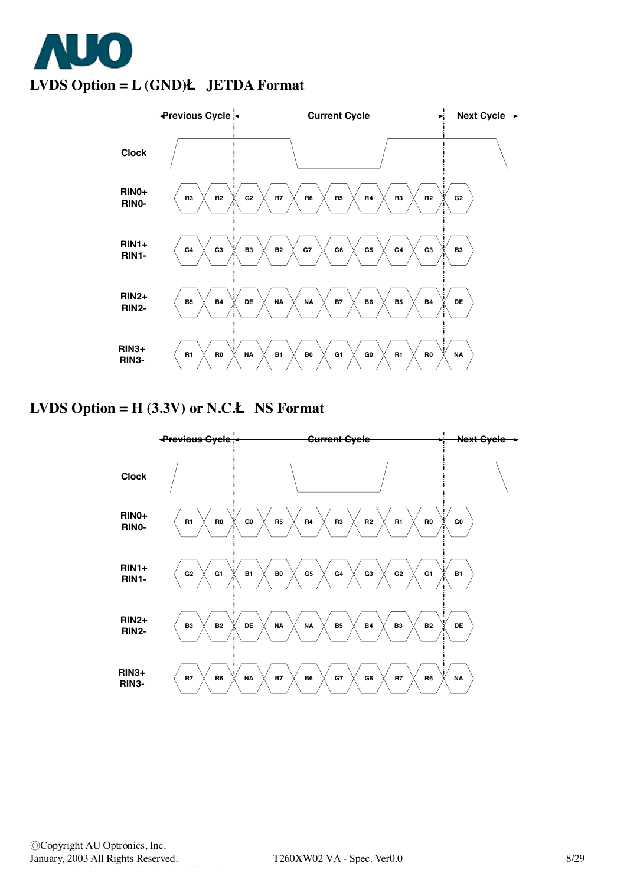## LVDS Option = L (GND)Ł JETDA Format

| | Previous Cycle | | Current Cycle | | | | | | | Next Cycle |
|---|---|---|---|---|---|---|---|---|---|---|
| RIN0+ RIN0- | R3 | R2 | G2 | R7 | R6 | R5 | R4 | R3 | R2 | G2 |
| RIN1+ RIN1- | G4 | G3 | B3 | B2 | G7 | G6 | G5 | G4 | G3 | B3 |
| RIN2+ RIN2- | B5 | B4 | DE | NA | NA | B7 | B6 | B5 | B4 | DE |
| RIN3+ RIN3- | R1 | R0 | NA | B1 | B0 | G1 | G0 | R1 | R0 | NA |

## LVDS Option = H (3.3V) or N.C.Ł NS Format

| | Previous Cycle | | Current Cycle | | | | | | | Next Cycle |
|---|---|---|---|---|---|---|---|---|---|---|
| RIN0+ RIN0- | R1 | R0 | G0 | R5 | R4 | R3 | R2 | R1 | R0 | G0 |
| RIN1+ RIN1- | G2 | G1 | B1 | B0 | G5 | G4 | G3 | G2 | G1 | B1 |
| RIN2+ RIN2- | B3 | B2 | DE | NA | NA | B5 | B4 | B3 | B2 | DE |
| RIN3+ RIN3- | R7 | R6 | NA | B7 | B6 | G7 | G6 | R7 | R6 | NA |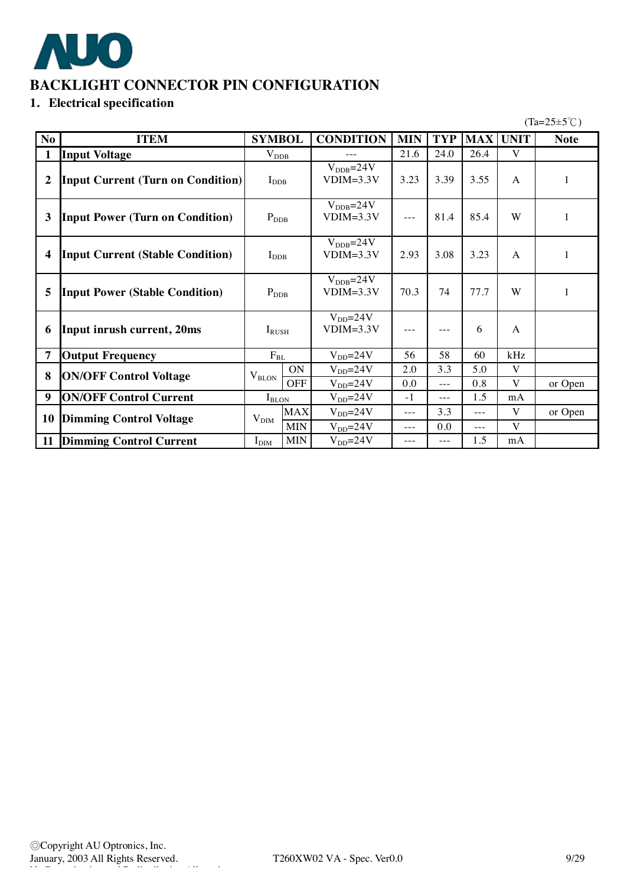# BACKLIGHT CONNECTOR PIN CONFIGURATION

## 1. Electrical specification

(Ta=25±5℃)

| No | ITEM | SYMBOL | | CONDITION | MIN | TYP | MAX | UNIT | Note |
|---|---|---|---|---|---|---|---|---|---|
| 1 | **Input Voltage** | $V_{DDB}$ | | --- | 21.6 | 24.0 | 26.4 | V | |
| 2 | **Input Current (Turn on Condition)** | $I_{DDB}$ | | $V_{DDB}$=24V VDIM=3.3V | 3.23 | 3.39 | 3.55 | A | 1 |
| 3 | **Input Power (Turn on Condition)** | $P_{DDB}$ | | $V_{DDB}$=24V VDIM=3.3V | --- | 81.4 | 85.4 | W | 1 |
| 4 | **Input Current (Stable Condition)** | $I_{DDB}$ | | $V_{DDB}$=24V VDIM=3.3V | 2.93 | 3.08 | 3.23 | A | 1 |
| 5 | **Input Power (Stable Condition)** | $P_{DDB}$ | | $V_{DDB}$=24V VDIM=3.3V | 70.3 | 74 | 77.7 | W | 1 |
| 6 | **Input inrush current, 20ms** | $I_{RUSH}$ | | $V_{DD}$=24V VDIM=3.3V | --- | --- | 6 | A | |
| 7 | **Output Frequency** | $F_{BL}$ | | $V_{DD}$=24V | 56 | 58 | 60 | kHz | |
| 8 | **ON/OFF Control Voltage** | $V_{BLON}$ | ON | $V_{DD}$=24V | 2.0 | 3.3 | 5.0 | V | |
| | | | OFF | $V_{DD}$=24V | 0.0 | --- | 0.8 | V | or Open |
| 9 | **ON/OFF Control Current** | $I_{BLON}$ | | $V_{DD}$=24V | -1 | --- | 1.5 | mA | |
| 10 | **Dimming Control Voltage** | $V_{DIM}$ | MAX | $V_{DD}$=24V | --- | 3.3 | --- | V | or Open |
| | | | MIN | $V_{DD}$=24V | --- | 0.0 | --- | V | |
| 11 | **Dimming Control Current** | $I_{DIM}$ | MIN | $V_{DD}$=24V | --- | --- | 1.5 | mA | |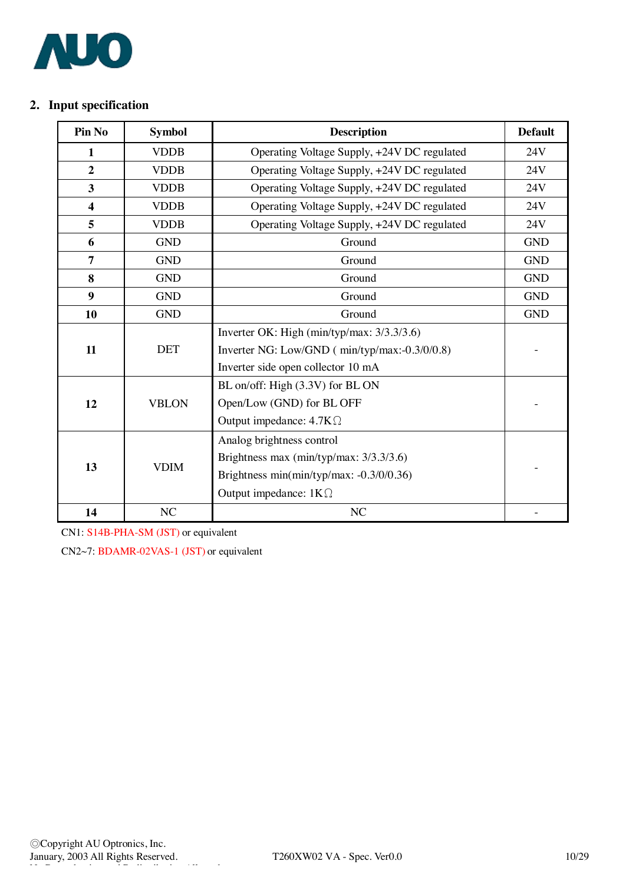## 2. Input specification

| Pin No | Symbol | Description | Default |
|---|---|---|---|
| **1** | VDDB | Operating Voltage Supply, +24V DC regulated | 24V |
| **2** | VDDB | Operating Voltage Supply, +24V DC regulated | 24V |
| **3** | VDDB | Operating Voltage Supply, +24V DC regulated | 24V |
| **4** | VDDB | Operating Voltage Supply, +24V DC regulated | 24V |
| **5** | VDDB | Operating Voltage Supply, +24V DC regulated | 24V |
| **6** | GND | Ground | GND |
| **7** | GND | Ground | GND |
| **8** | GND | Ground | GND |
| **9** | GND | Ground | GND |
| **10** | GND | Ground | GND |
| **11** | DET | Inverter OK: High (min/typ/max: 3/3.3/3.6)<br>Inverter NG: Low/GND ( min/typ/max:-0.3/0/0.8)<br>Inverter side open collector 10 mA | - |
| **12** | VBLON | BL on/off: High (3.3V) for BL ON<br>Open/Low (GND) for BL OFF<br>Output impedance: 4.7KΩ | - |
| **13** | VDIM | Analog brightness control<br>Brightness max (min/typ/max: 3/3.3/3.6)<br>Brightness min(min/typ/max: -0.3/0/0.36)<br>Output impedance: 1KΩ | - |
| **14** | NC | NC | - |

CN1: S14B-PHA-SM (JST) or equivalent

CN2~7: BDAMR-02VAS-1 (JST) or equivalent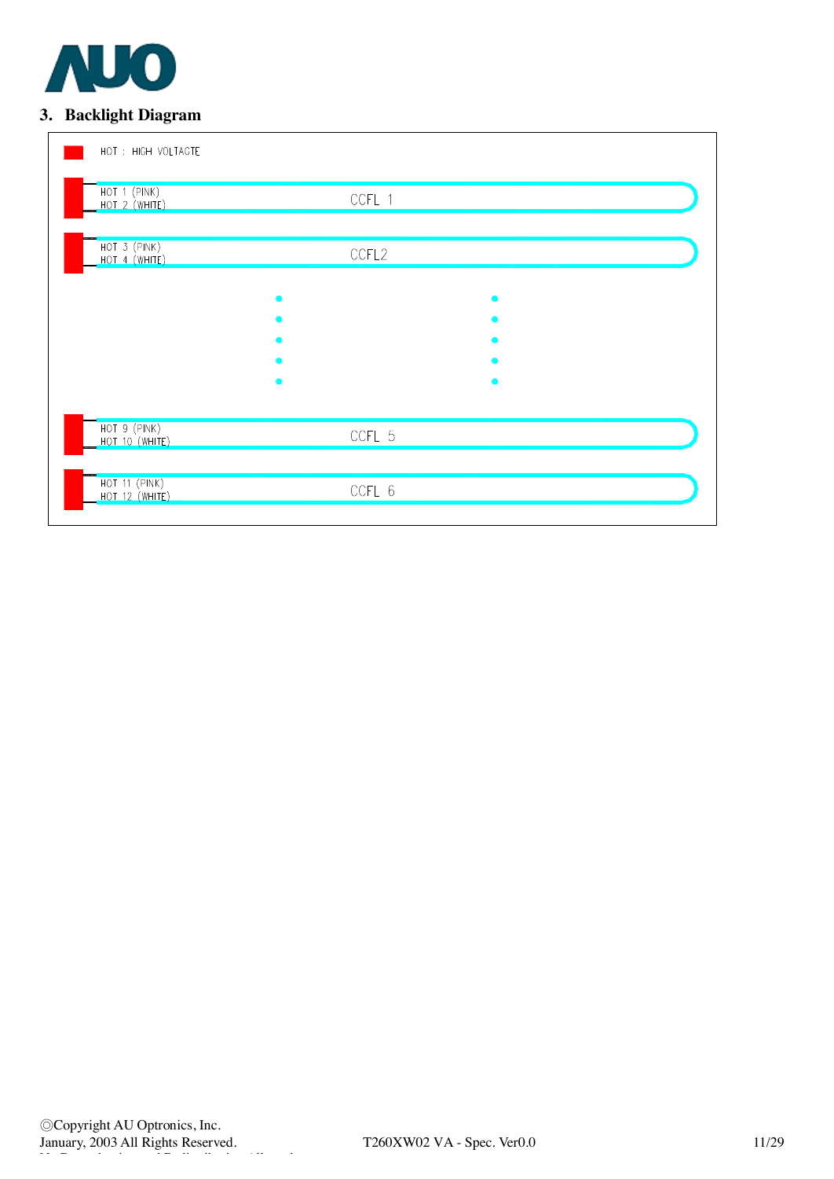## 3. Backlight Diagram

HOT : HIGH VOLTAGTE

HOT 1 (PINK)
HOT 2 (WHITE)
CCFL 1

HOT 3 (PINK)
HOT 4 (WHITE)
CCFL2

HOT 9 (PINK)
HOT 10 (WHITE)
CCFL 5

HOT 11 (PINK)
HOT 12 (WHITE)
CCFL 6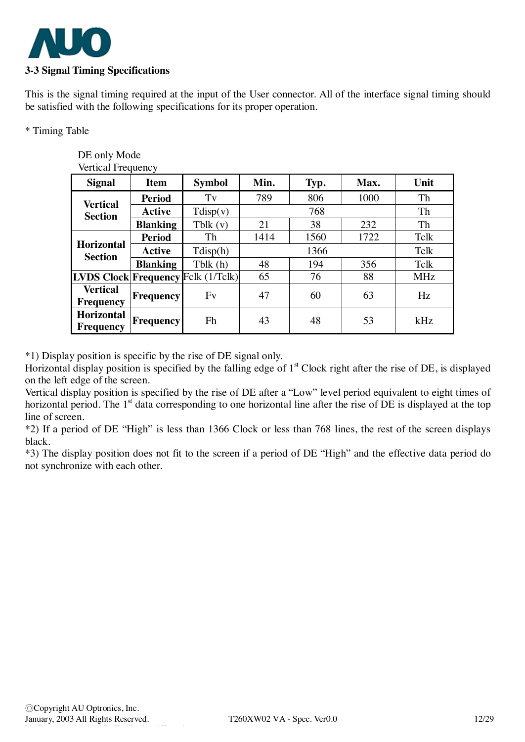### 3-3 Signal Timing Specifications

This is the signal timing required at the input of the User connector. All of the interface signal timing should be satisfied with the following specifications for its proper operation.

* Timing Table

DE only Mode
Vertical Frequency

| Signal | Item | Symbol | Min. | Typ. | Max. | Unit |
|---|---|---|---|---|---|---|
| Vertical Section | Period | Tv | 789 | 806 | 1000 | Th |
| | Active | Tdisp(v) | | 768 | | Th |
| | Blanking | Tblk (v) | 21 | 38 | 232 | Th |
| Horizontal Section | Period | Th | 1414 | 1560 | 1722 | Tclk |
| | Active | Tdisp(h) | | 1366 | | Tclk |
| | Blanking | Tblk (h) | 48 | 194 | 356 | Tclk |
| LVDS Clock | Frequency | Fclk (1/Tclk) | 65 | 76 | 88 | MHz |
| Vertical Frequency | Frequency | Fv | 47 | 60 | 63 | Hz |
| Horizontal Frequency | Frequency | Fh | 43 | 48 | 53 | kHz |

*1) Display position is specific by the rise of DE signal only.
Horizontal display position is specified by the falling edge of 1st Clock right after the rise of DE, is displayed on the left edge of the screen.
Vertical display position is specified by the rise of DE after a "Low" level period equivalent to eight times of horizontal period. The 1st data corresponding to one horizontal line after the rise of DE is displayed at the top line of screen.
*2) If a period of DE "High" is less than 1366 Clock or less than 768 lines, the rest of the screen displays black.
*3) The display position does not fit to the screen if a period of DE "High" and the effective data period do not synchronize with each other.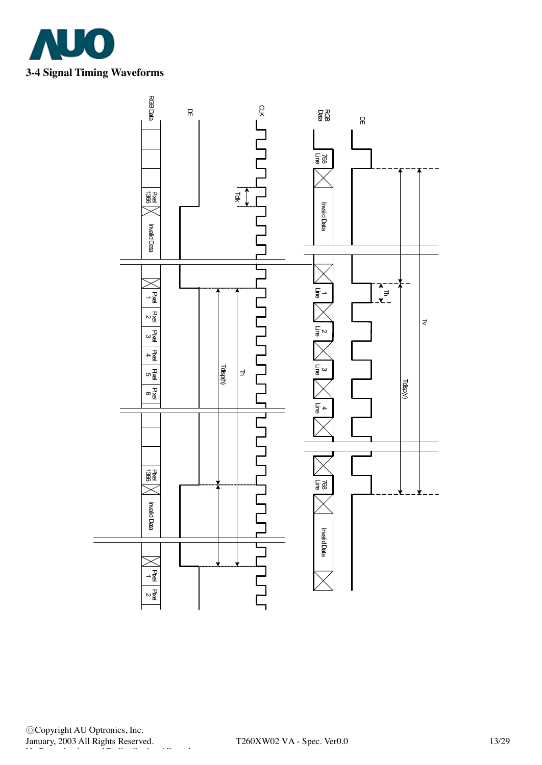## 3-4 Signal Timing Waveforms

RGB Data

DE

CLK

Tclk

Pixel 1366

Invalid Data

Pixel 1

Pixel 2

Pixel 3

Pixel 4

Pixel 5

Pixel 6

Tdisp(h)

Th

Pixel 1366

Invalid Data

Pixel 1

Pixel 2

RGB Data

DE

768 Line

Invalid Data

1 Line

2 Line

3 Line

4 Line

Th

Tv

Tdisp(v)

768 Line

Invalid Data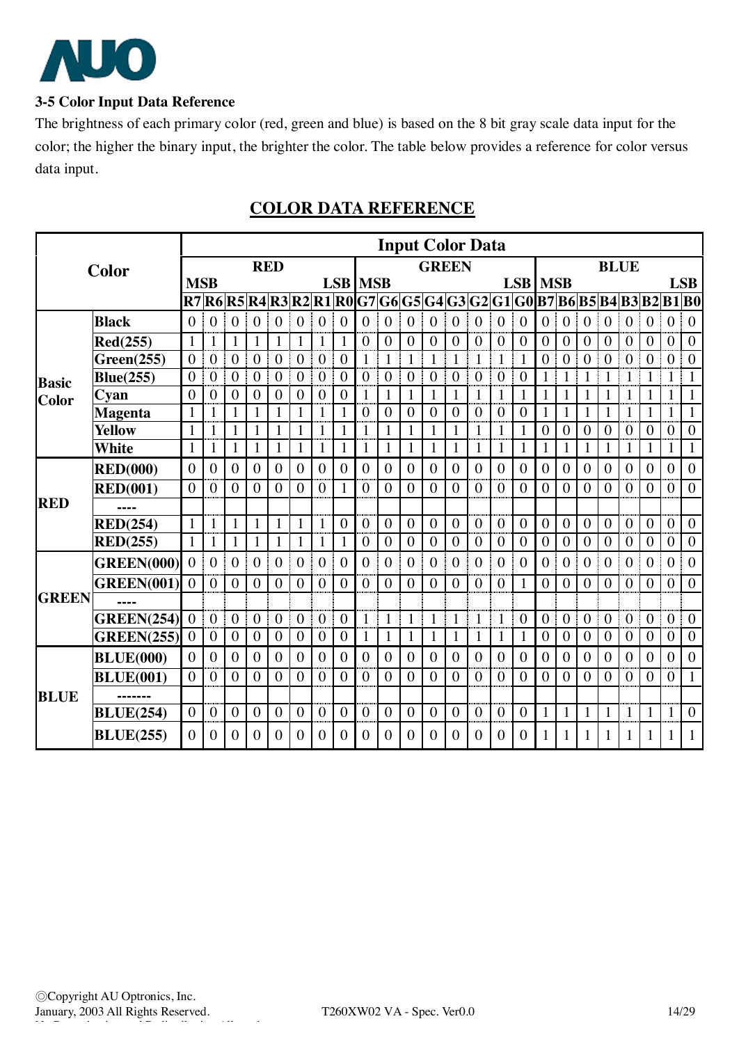### 3-5 Color Input Data Reference

The brightness of each primary color (red, green and blue) is based on the 8 bit gray scale data input for the color; the higher the binary input, the brighter the color. The table below provides a reference for color versus data input.

**COLOR DATA REFERENCE**

| Color | | Input Color Data | | | | | | | | | | | | | | | | | | | | | | | |
|---|---|---|---|---|---|---|---|---|---|---|---|---|---|---|---|---|---|---|---|---|---|---|---|---|---|
| | | RED | | | | | | | | GREEN | | | | | | | | BLUE | | | | | | | |
| | | MSB | | | | | | | LSB | MSB | | | | | | | LSB | MSB | | | | | | | LSB |
| | | R7 | R6 | R5 | R4 | R3 | R2 | R1 | R0 | G7 | G6 | G5 | G4 | G3 | G2 | G1 | G0 | B7 | B6 | B5 | B4 | B3 | B2 | B1 | B0 |
| Basic Color | Black | 0 | 0 | 0 | 0 | 0 | 0 | 0 | 0 | 0 | 0 | 0 | 0 | 0 | 0 | 0 | 0 | 0 | 0 | 0 | 0 | 0 | 0 | 0 | 0 |
| | Red(255) | 1 | 1 | 1 | 1 | 1 | 1 | 1 | 1 | 0 | 0 | 0 | 0 | 0 | 0 | 0 | 0 | 0 | 0 | 0 | 0 | 0 | 0 | 0 | 0 |
| | Green(255) | 0 | 0 | 0 | 0 | 0 | 0 | 0 | 0 | 1 | 1 | 1 | 1 | 1 | 1 | 1 | 1 | 0 | 0 | 0 | 0 | 0 | 0 | 0 | 0 |
| | Blue(255) | 0 | 0 | 0 | 0 | 0 | 0 | 0 | 0 | 0 | 0 | 0 | 0 | 0 | 0 | 0 | 0 | 1 | 1 | 1 | 1 | 1 | 1 | 1 | 1 |
| | Cyan | 0 | 0 | 0 | 0 | 0 | 0 | 0 | 0 | 1 | 1 | 1 | 1 | 1 | 1 | 1 | 1 | 1 | 1 | 1 | 1 | 1 | 1 | 1 | 1 |
| | Magenta | 1 | 1 | 1 | 1 | 1 | 1 | 1 | 1 | 0 | 0 | 0 | 0 | 0 | 0 | 0 | 0 | 1 | 1 | 1 | 1 | 1 | 1 | 1 | 1 |
| | Yellow | 1 | 1 | 1 | 1 | 1 | 1 | 1 | 1 | 1 | 1 | 1 | 1 | 1 | 1 | 1 | 1 | 0 | 0 | 0 | 0 | 0 | 0 | 0 | 0 |
| | White | 1 | 1 | 1 | 1 | 1 | 1 | 1 | 1 | 1 | 1 | 1 | 1 | 1 | 1 | 1 | 1 | 1 | 1 | 1 | 1 | 1 | 1 | 1 | 1 |
| RED | RED(000) | 0 | 0 | 0 | 0 | 0 | 0 | 0 | 0 | 0 | 0 | 0 | 0 | 0 | 0 | 0 | 0 | 0 | 0 | 0 | 0 | 0 | 0 | 0 | 0 |
| | RED(001) | 0 | 0 | 0 | 0 | 0 | 0 | 0 | 1 | 0 | 0 | 0 | 0 | 0 | 0 | 0 | 0 | 0 | 0 | 0 | 0 | 0 | 0 | 0 | 0 |
| | ---- | | | | | | | | | | | | | | | | | | | | | | | | |
| | RED(254) | 1 | 1 | 1 | 1 | 1 | 1 | 1 | 0 | 0 | 0 | 0 | 0 | 0 | 0 | 0 | 0 | 0 | 0 | 0 | 0 | 0 | 0 | 0 | 0 |
| | RED(255) | 1 | 1 | 1 | 1 | 1 | 1 | 1 | 1 | 0 | 0 | 0 | 0 | 0 | 0 | 0 | 0 | 0 | 0 | 0 | 0 | 0 | 0 | 0 | 0 |
| GREEN | GREEN(000) | 0 | 0 | 0 | 0 | 0 | 0 | 0 | 0 | 0 | 0 | 0 | 0 | 0 | 0 | 0 | 0 | 0 | 0 | 0 | 0 | 0 | 0 | 0 | 0 |
| | GREEN(001) | 0 | 0 | 0 | 0 | 0 | 0 | 0 | 0 | 0 | 0 | 0 | 0 | 0 | 0 | 0 | 1 | 0 | 0 | 0 | 0 | 0 | 0 | 0 | 0 |
| | ---- | | | | | | | | | | | | | | | | | | | | | | | | |
| | GREEN(254) | 0 | 0 | 0 | 0 | 0 | 0 | 0 | 0 | 1 | 1 | 1 | 1 | 1 | 1 | 1 | 0 | 0 | 0 | 0 | 0 | 0 | 0 | 0 | 0 |
| | GREEN(255) | 0 | 0 | 0 | 0 | 0 | 0 | 0 | 0 | 1 | 1 | 1 | 1 | 1 | 1 | 1 | 1 | 0 | 0 | 0 | 0 | 0 | 0 | 0 | 0 |
| BLUE | BLUE(000) | 0 | 0 | 0 | 0 | 0 | 0 | 0 | 0 | 0 | 0 | 0 | 0 | 0 | 0 | 0 | 0 | 0 | 0 | 0 | 0 | 0 | 0 | 0 | 0 |
| | BLUE(001) | 0 | 0 | 0 | 0 | 0 | 0 | 0 | 0 | 0 | 0 | 0 | 0 | 0 | 0 | 0 | 0 | 0 | 0 | 0 | 0 | 0 | 0 | 0 | 1 |
| | ------- | | | | | | | | | | | | | | | | | | | | | | | | |
| | BLUE(254) | 0 | 0 | 0 | 0 | 0 | 0 | 0 | 0 | 0 | 0 | 0 | 0 | 0 | 0 | 0 | 0 | 1 | 1 | 1 | 1 | 1 | 1 | 1 | 0 |
| | BLUE(255) | 0 | 0 | 0 | 0 | 0 | 0 | 0 | 0 | 0 | 0 | 0 | 0 | 0 | 0 | 0 | 0 | 1 | 1 | 1 | 1 | 1 | 1 | 1 | 1 |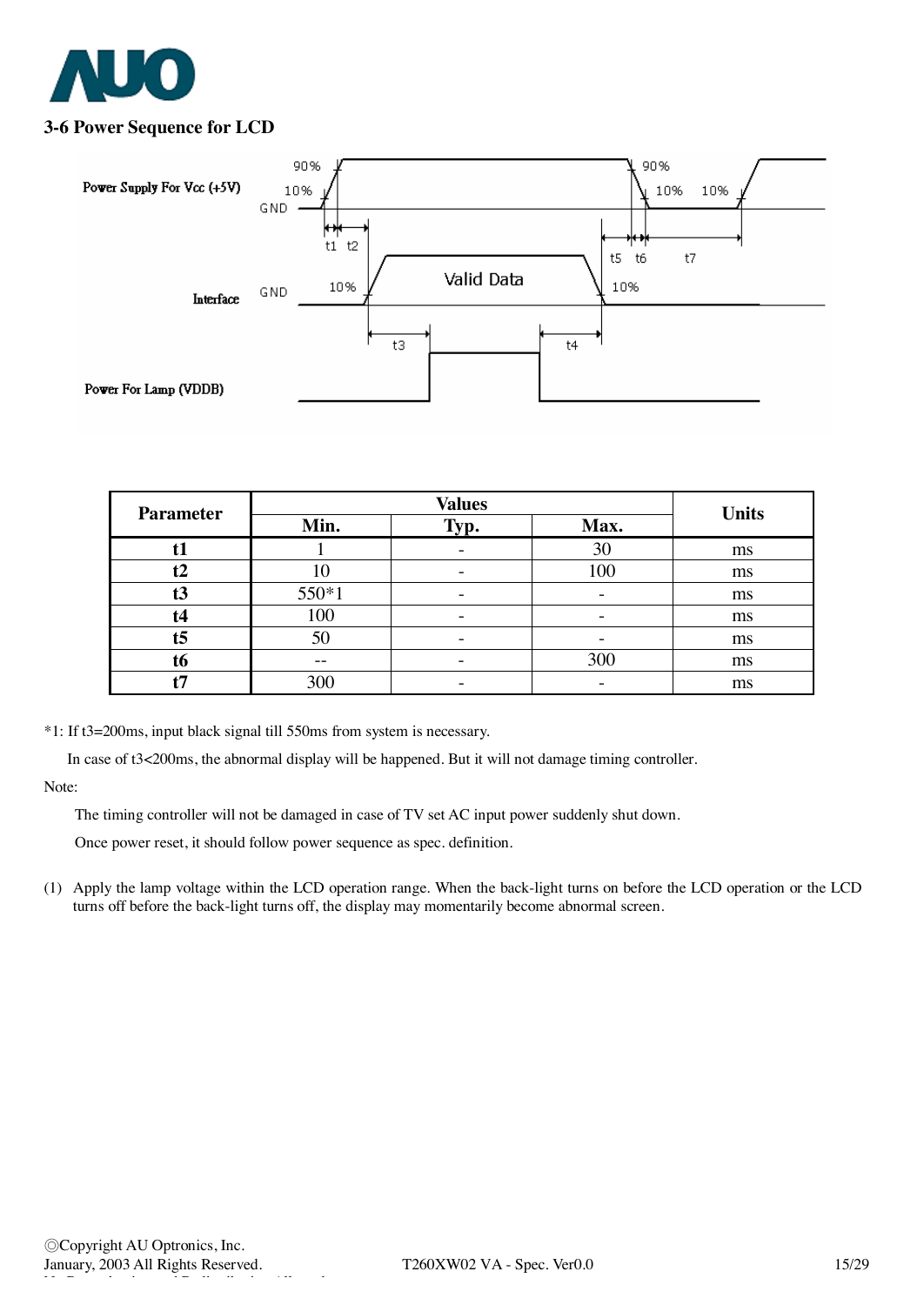### 3-6 Power Sequence for LCD

| Parameter | Values | | | Units |
|---|---|---|---|---|
| | Min. | Typ. | Max. | |
| t1 | 1 | - | 30 | ms |
| t2 | 10 | - | 100 | ms |
| t3 | 550*1 | - | - | ms |
| t4 | 100 | - | - | ms |
| t5 | 50 | - | - | ms |
| t6 | -- | - | 300 | ms |
| t7 | 300 | - | - | ms |

*1: If t3=200ms, input black signal till 550ms from system is necessary.

In case of t3<200ms, the abnormal display will be happened. But it will not damage timing controller.

Note:

The timing controller will not be damaged in case of TV set AC input power suddenly shut down.

Once power reset, it should follow power sequence as spec. definition.

(1) Apply the lamp voltage within the LCD operation range. When the back-light turns on before the LCD operation or the LCD turns off before the back-light turns off, the display may momentarily become abnormal screen.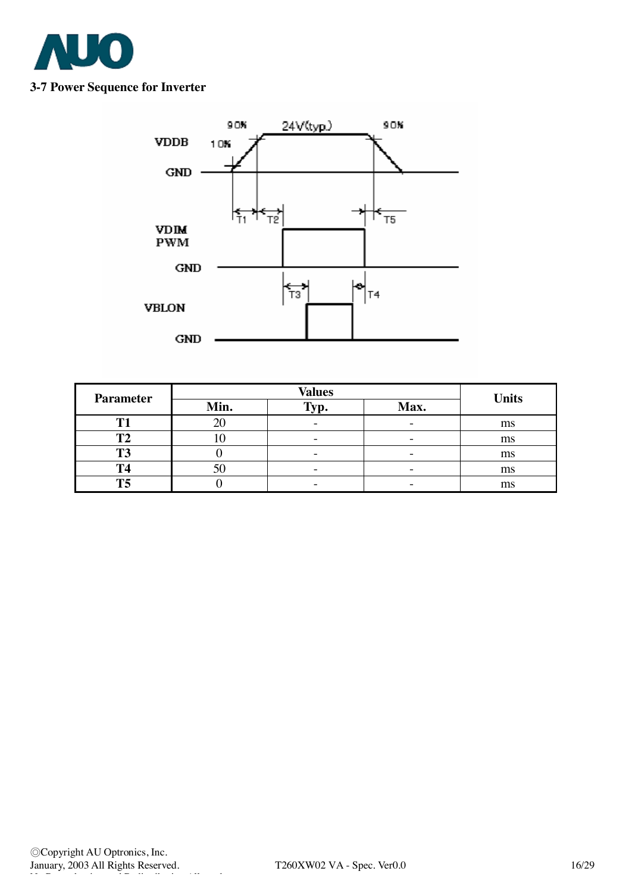## 3-7 Power Sequence for Inverter

| Parameter | Values | | | Units |
|---|---|---|---|---|
| | Min. | Typ. | Max. | |
| T1 | 20 | - | - | ms |
| T2 | 10 | - | - | ms |
| T3 | 0 | - | - | ms |
| T4 | 50 | - | - | ms |
| T5 | 0 | - | - | ms |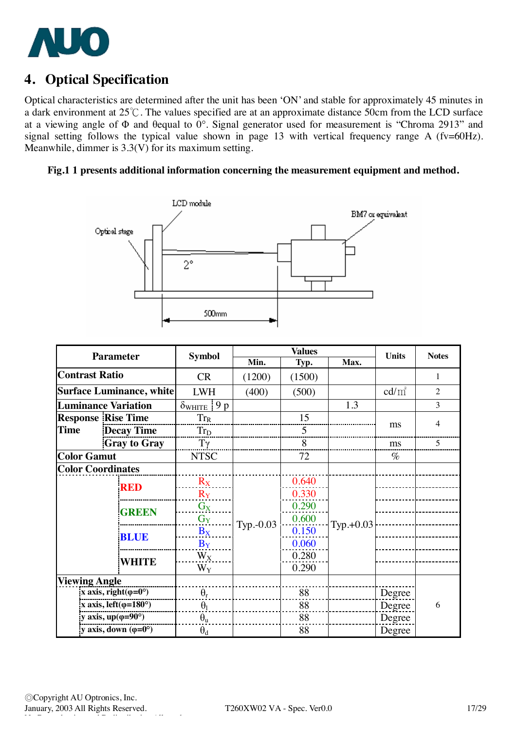## 4. Optical Specification

Optical characteristics are determined after the unit has been 'ON' and stable for approximately 45 minutes in a dark environment at 25℃. The values specified are at an approximate distance 50cm from the LCD surface at a viewing angle of Φ and θequal to 0°. Signal generator used for measurement is "Chroma 2913" and signal setting follows the typical value shown in page 13 with vertical frequency range A (fv=60Hz). Meanwhile, dimmer is 3.3(V) for its maximum setting.

**Fig.1 1 presents additional information concerning the measurement equipment and method.**

| Parameter | | Symbol | Values Min. | Values Typ. | Values Max. | Units | Notes |
|---|---|---|---|---|---|---|---|
| **Contrast Ratio** | | CR | (1200) | (1500) | | | 1 |
| **Surface Luminance, white** | | LWH | (400) | (500) | | cd/㎡ | 2 |
| **Luminance Variation** | | $\delta_{WHITE}$ 9 p | | | 1.3 | | 3 |
| **Response Time** | **Rise Time** | $Tr_R$ | | 15 | | ms | 4 |
| | **Decay Time** | $Tr_D$ | | 5 | | ms | 4 |
| | **Gray to Gray** | $T\gamma$ | | 8 | | ms | 5 |
| **Color Gamut** | | NTSC | | 72 | | % | |
| **Color Coordinates** | | | | | | | |
| | **RED** | $R_X$ | Typ.-0.03 | 0.640 | Typ.+0.03 | | |
| | | $R_Y$ | Typ.-0.03 | 0.330 | Typ.+0.03 | | |
| | **GREEN** | $G_X$ | Typ.-0.03 | 0.290 | Typ.+0.03 | | |
| | | $G_Y$ | Typ.-0.03 | 0.600 | Typ.+0.03 | | |
| | **BLUE** | $B_X$ | Typ.-0.03 | 0.150 | Typ.+0.03 | | |
| | | $B_Y$ | Typ.-0.03 | 0.060 | Typ.+0.03 | | |
| | **WHITE** | $W_X$ | Typ.-0.03 | 0.280 | Typ.+0.03 | | |
| | | $W_Y$ | Typ.-0.03 | 0.290 | Typ.+0.03 | | |
| **Viewing Angle** | | | | | | | 6 |
| | **x axis, right(φ=0°)** | $\theta_r$ | | 88 | | Degree | 6 |
| | **x axis, left(φ=180°)** | $\theta_l$ | | 88 | | Degree | 6 |
| | **y axis, up(φ=90°)** | $\theta_u$ | | 88 | | Degree | 6 |
| | **y axis, down (φ=0°)** | $\theta_d$ | | 88 | | Degree | 6 |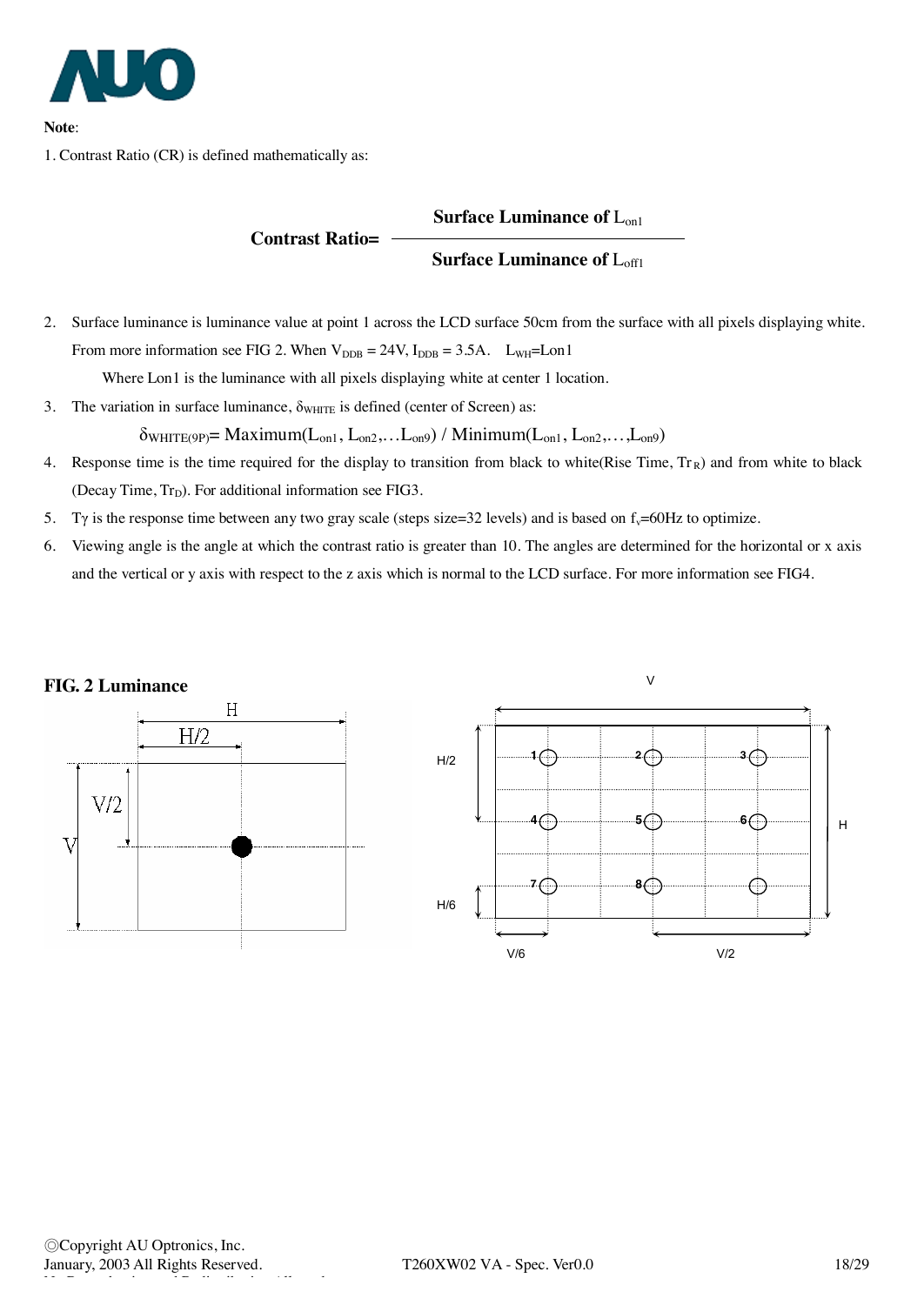**Note**:

1. Contrast Ratio (CR) is defined mathematically as:

$$\text{Contrast Ratio} = \frac{\text{Surface Luminance of } L_{on1}}{\text{Surface Luminance of } L_{off1}}$$

2. Surface luminance is luminance value at point 1 across the LCD surface 50cm from the surface with all pixels displaying white. From more information see FIG 2. When $V_{DDB}$ = 24V, $I_{DDB}$ = 3.5A. $L_{WH}$=Lon1

   Where Lon1 is the luminance with all pixels displaying white at center 1 location.

3. The variation in surface luminance, $\delta_{WHITE}$ is defined (center of Screen) as:

   $$\delta_{WHITE(9P)} = \text{Maximum}(L_{on1}, L_{on2}, \ldots L_{on9}) / \text{Minimum}(L_{on1}, L_{on2}, \ldots, L_{on9})$$

4. Response time is the time required for the display to transition from black to white(Rise Time, $Tr_R$) and from white to black (Decay Time, $Tr_D$). For additional information see FIG3.

5. Tγ is the response time between any two gray scale (steps size=32 levels) and is based on $f_v$=60Hz to optimize.

6. Viewing angle is the angle at which the contrast ratio is greater than 10. The angles are determined for the horizontal or x axis and the vertical or y axis with respect to the z axis which is normal to the LCD surface. For more information see FIG4.

**FIG. 2 Luminance**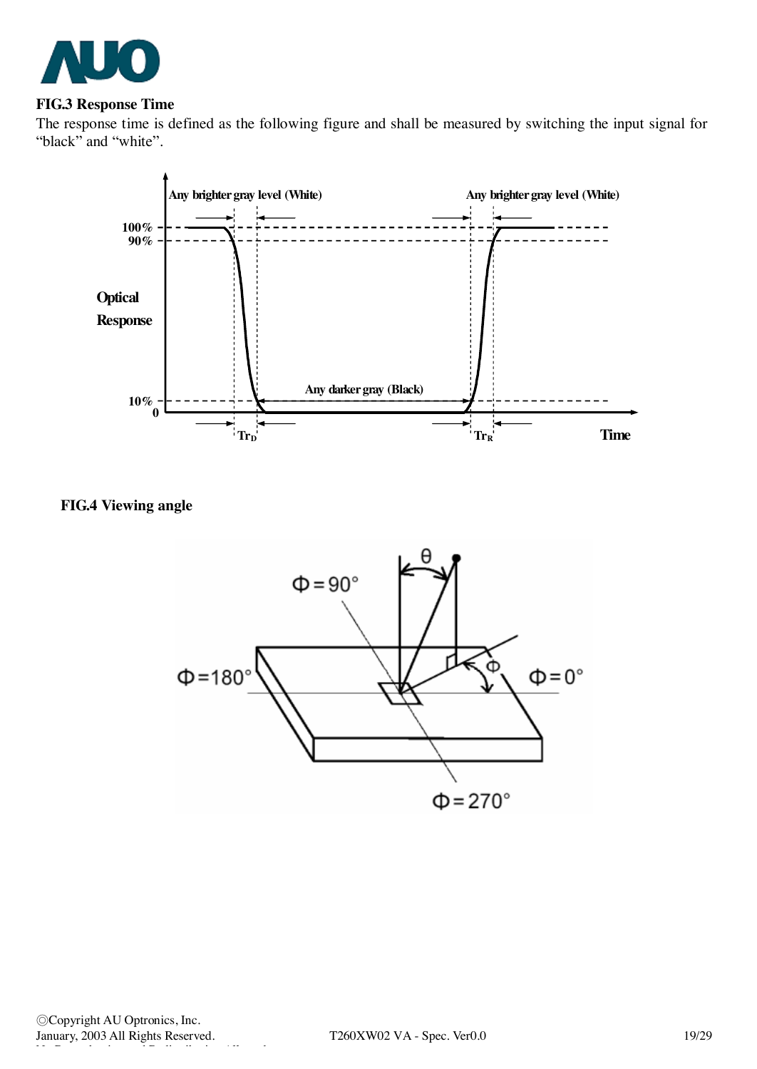**FIG.3 Response Time**

The response time is defined as the following figure and shall be measured by switching the input signal for "black" and "white".

**FIG.4 Viewing angle**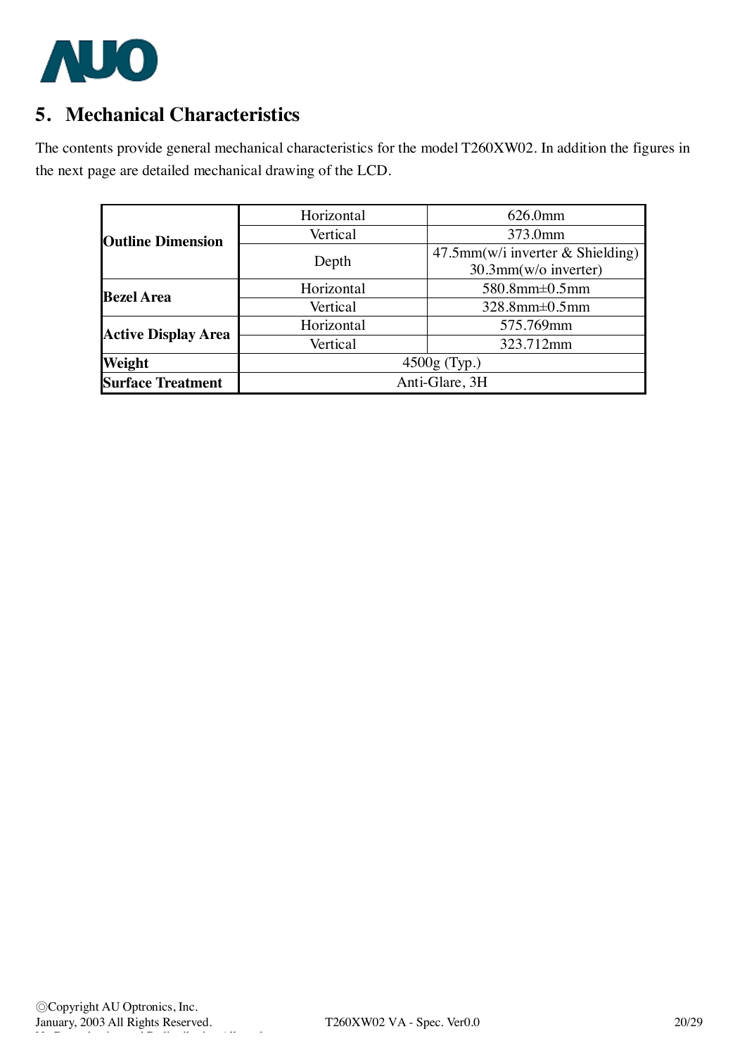## 5. Mechanical Characteristics

The contents provide general mechanical characteristics for the model T260XW02. In addition the figures in the next page are detailed mechanical drawing of the LCD.

| | | |
|---|---|---|
| **Outline Dimension** | Horizontal | 626.0mm |
| | Vertical | 373.0mm |
| | Depth | 47.5mm(w/i inverter & Shielding)<br>30.3mm(w/o inverter) |
| **Bezel Area** | Horizontal | 580.8mm±0.5mm |
| | Vertical | 328.8mm±0.5mm |
| **Active Display Area** | Horizontal | 575.769mm |
| | Vertical | 323.712mm |
| **Weight** | 4500g (Typ.) | |
| **Surface Treatment** | Anti-Glare, 3H | |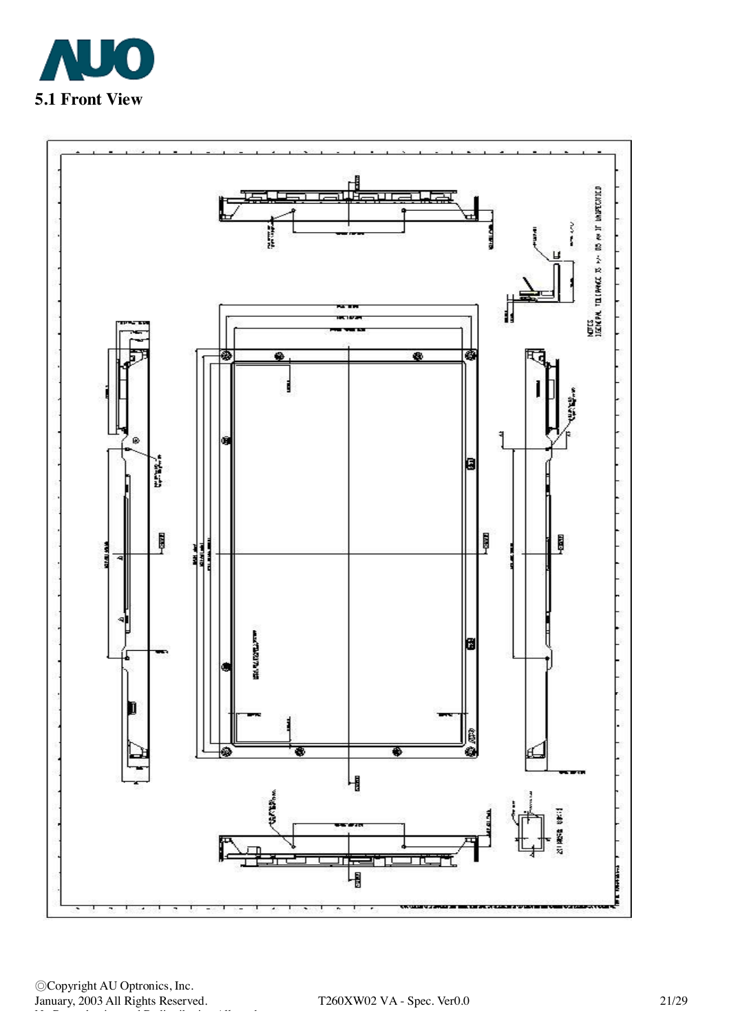## 5.1 Front View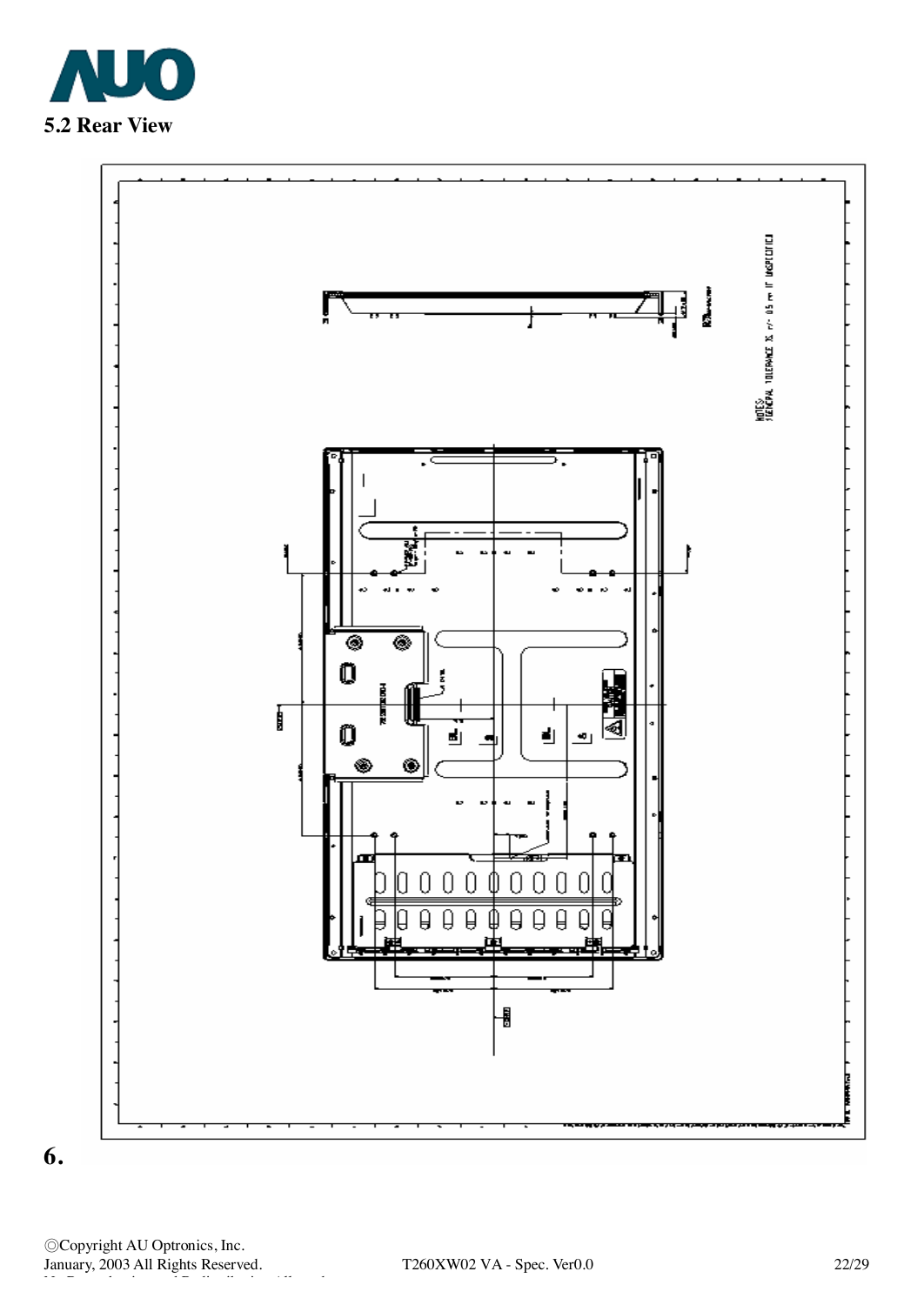## 5.2 Rear View

NOTES:
1.GENERAL TOLERANCE IS +/- 0.5 mm IF UNSPECIFIED

# 6.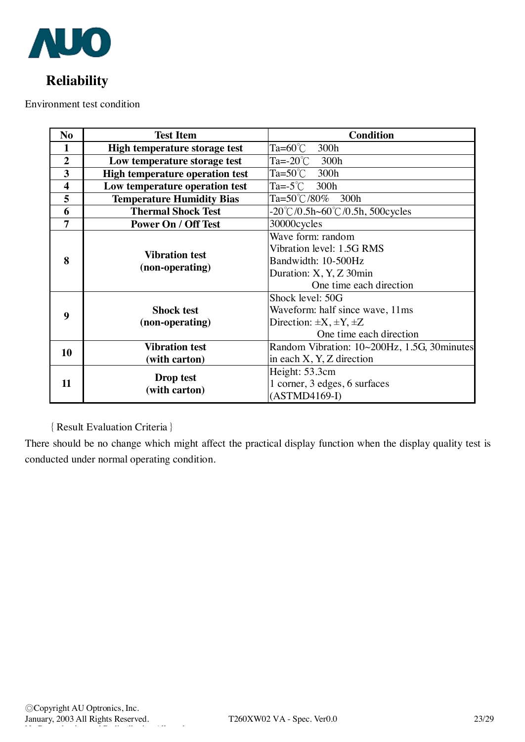## Reliability

Environment test condition

| No | Test Item | Condition |
|---|---|---|
| 1 | **High temperature storage test** | Ta=60℃ 300h |
| 2 | **Low temperature storage test** | Ta=-20℃ 300h |
| 3 | **High temperature operation test** | Ta=50℃ 300h |
| 4 | **Low temperature operation test** | Ta=-5℃ 300h |
| 5 | **Temperature Humidity Bias** | Ta=50℃/80% 300h |
| 6 | **Thermal Shock Test** | -20℃/0.5h~60℃/0.5h, 500cycles |
| 7 | **Power On / Off Test** | 30000cycles |
| 8 | **Vibration test (non-operating)** | Wave form: random<br>Vibration level: 1.5G RMS<br>Bandwidth: 10-500Hz<br>Duration: X, Y, Z 30min<br>One time each direction |
| 9 | **Shock test (non-operating)** | Shock level: 50G<br>Waveform: half since wave, 11ms<br>Direction: ±X, ±Y, ±Z<br>One time each direction |
| 10 | **Vibration test (with carton)** | Random Vibration: 10~200Hz, 1.5G, 30minutes in each X, Y, Z direction |
| 11 | **Drop test (with carton)** | Height: 53.3cm<br>1 corner, 3 edges, 6 surfaces<br>(ASTMD4169-I) |

{Result Evaluation Criteria}

There should be no change which might affect the practical display function when the display quality test is conducted under normal operating condition.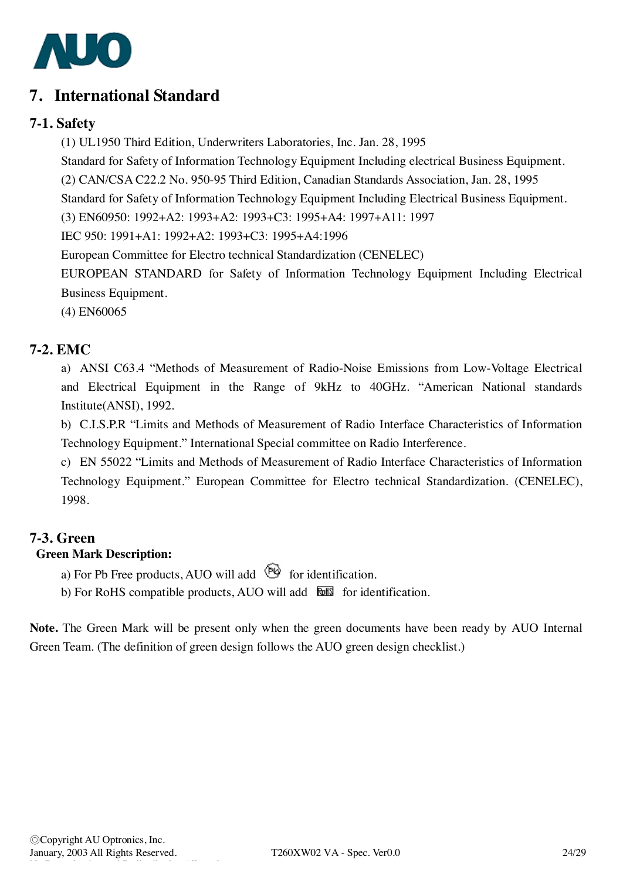# 7. International Standard

## 7-1. Safety

(1) UL1950 Third Edition, Underwriters Laboratories, Inc. Jan. 28, 1995

Standard for Safety of Information Technology Equipment Including electrical Business Equipment.

(2) CAN/CSA C22.2 No. 950-95 Third Edition, Canadian Standards Association, Jan. 28, 1995

Standard for Safety of Information Technology Equipment Including Electrical Business Equipment.

(3) EN60950: 1992+A2: 1993+A2: 1993+C3: 1995+A4: 1997+A11: 1997

IEC 950: 1991+A1: 1992+A2: 1993+C3: 1995+A4:1996

European Committee for Electro technical Standardization (CENELEC)

EUROPEAN STANDARD for Safety of Information Technology Equipment Including Electrical Business Equipment.

(4) EN60065

## 7-2. EMC

a) ANSI C63.4 "Methods of Measurement of Radio-Noise Emissions from Low-Voltage Electrical and Electrical Equipment in the Range of 9kHz to 40GHz. "American National standards Institute(ANSI), 1992.

b) C.I.S.P.R "Limits and Methods of Measurement of Radio Interface Characteristics of Information Technology Equipment." International Special committee on Radio Interference.

c) EN 55022 "Limits and Methods of Measurement of Radio Interface Characteristics of Information Technology Equipment." European Committee for Electro technical Standardization. (CENELEC), 1998.

## 7-3. Green

**Green Mark Description:**

a) For Pb Free products, AUO will add for identification.

b) For RoHS compatible products, AUO will add for identification.

**Note.** The Green Mark will be present only when the green documents have been ready by AUO Internal Green Team. (The definition of green design follows the AUO green design checklist.)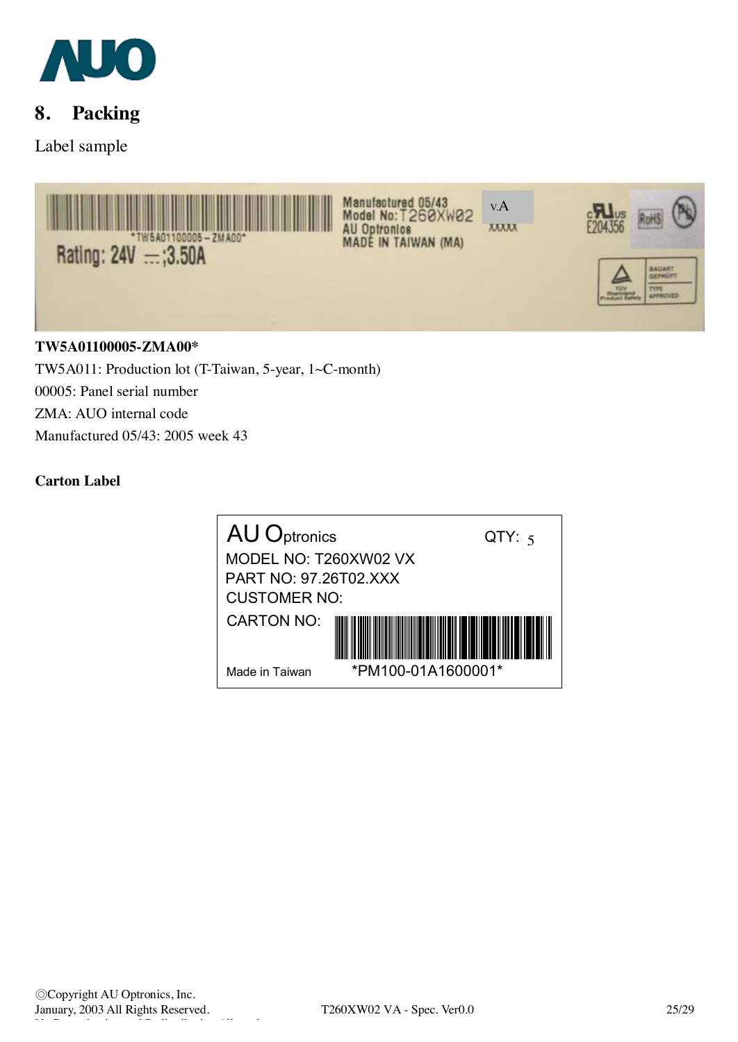## 8. Packing

Label sample

**TW5A01100005-ZMA00***

TW5A011: Production lot (T-Taiwan, 5-year, 1~C-month)

00005: Panel serial number

ZMA: AUO internal code

Manufactured 05/43: 2005 week 43

**Carton Label**

AU Optronics QTY: 5

MODEL NO: T260XW02 VX

PART NO: 97.26T02.XXX

CUSTOMER NO:

CARTON NO:

Made in Taiwan *PM100-01A1600001*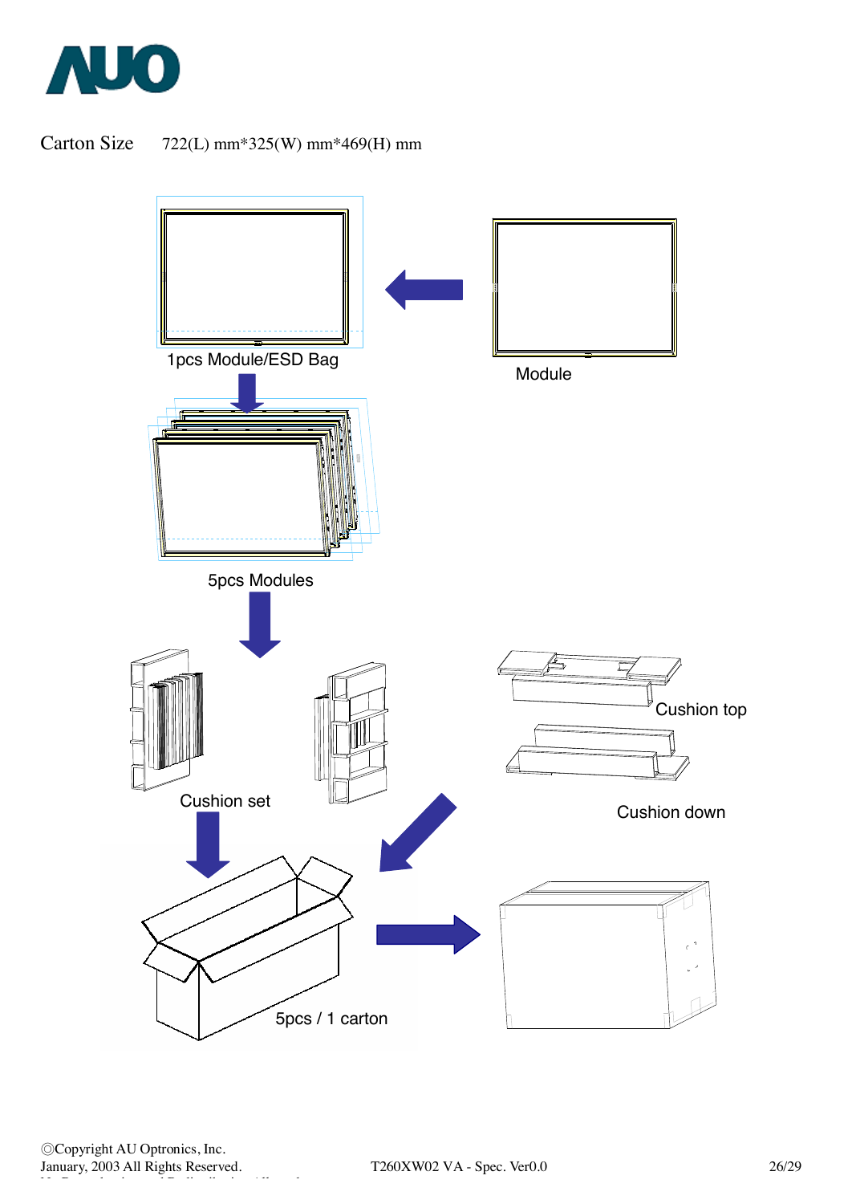Carton Size 722(L) mm*325(W) mm*469(H) mm

1pcs Module/ESD Bag

Module

5pcs Modules

Cushion set

Cushion top

Cushion down

5pcs / 1 carton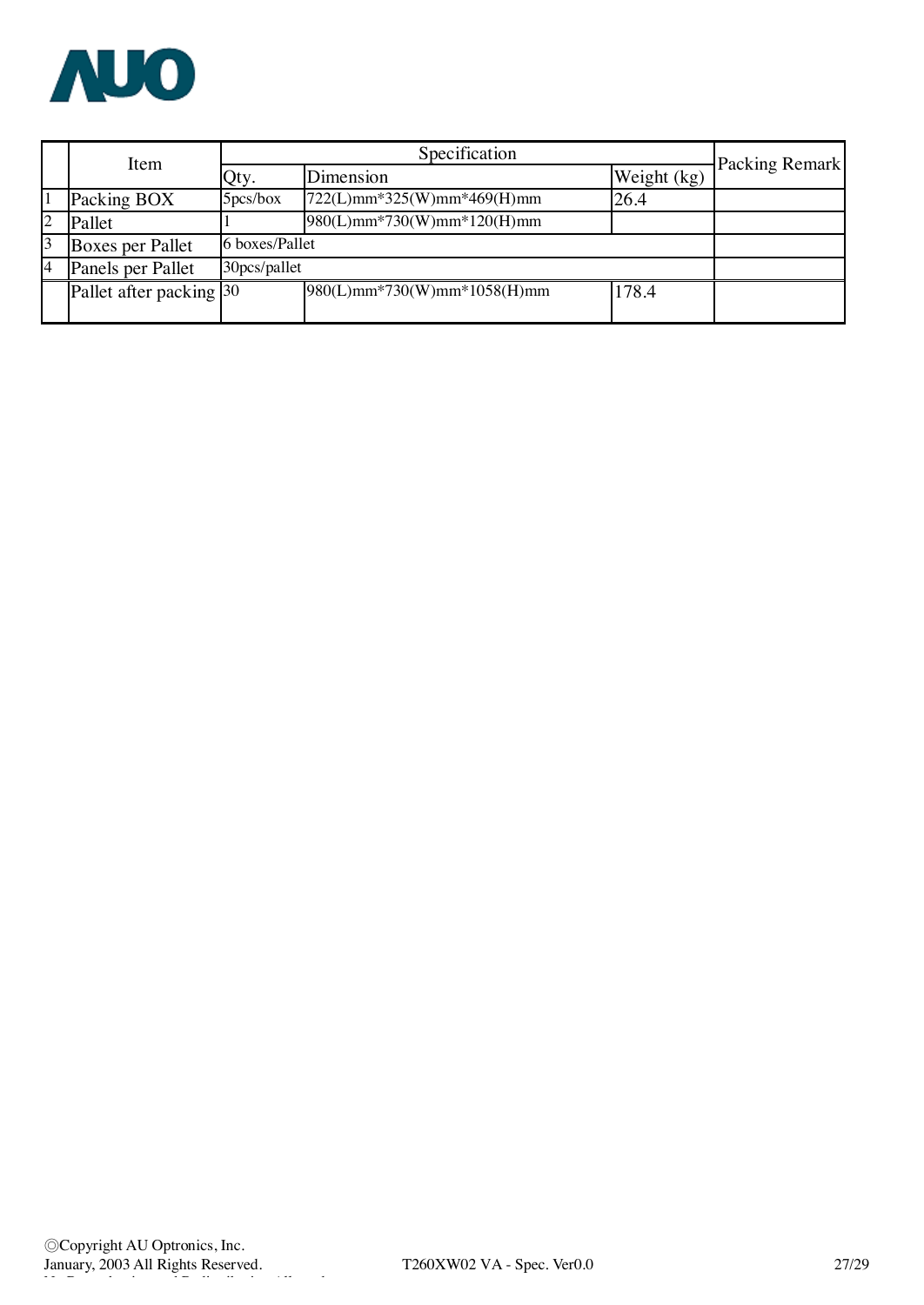| | Item | Specification | | | Packing Remark |
|---|---|---|---|---|---|
| | | Qty. | Dimension | Weight (kg) | |
| 1 | Packing BOX | 5pcs/box | 722(L)mm*325(W)mm*469(H)mm | 26.4 | |
| 2 | Pallet | 1 | 980(L)mm*730(W)mm*120(H)mm | | |
| 3 | Boxes per Pallet | 6 boxes/Pallet | | | |
| 4 | Panels per Pallet | 30pcs/pallet | | | |
| | Pallet after packing | 30 | 980(L)mm*730(W)mm*1058(H)mm | 178.4 | |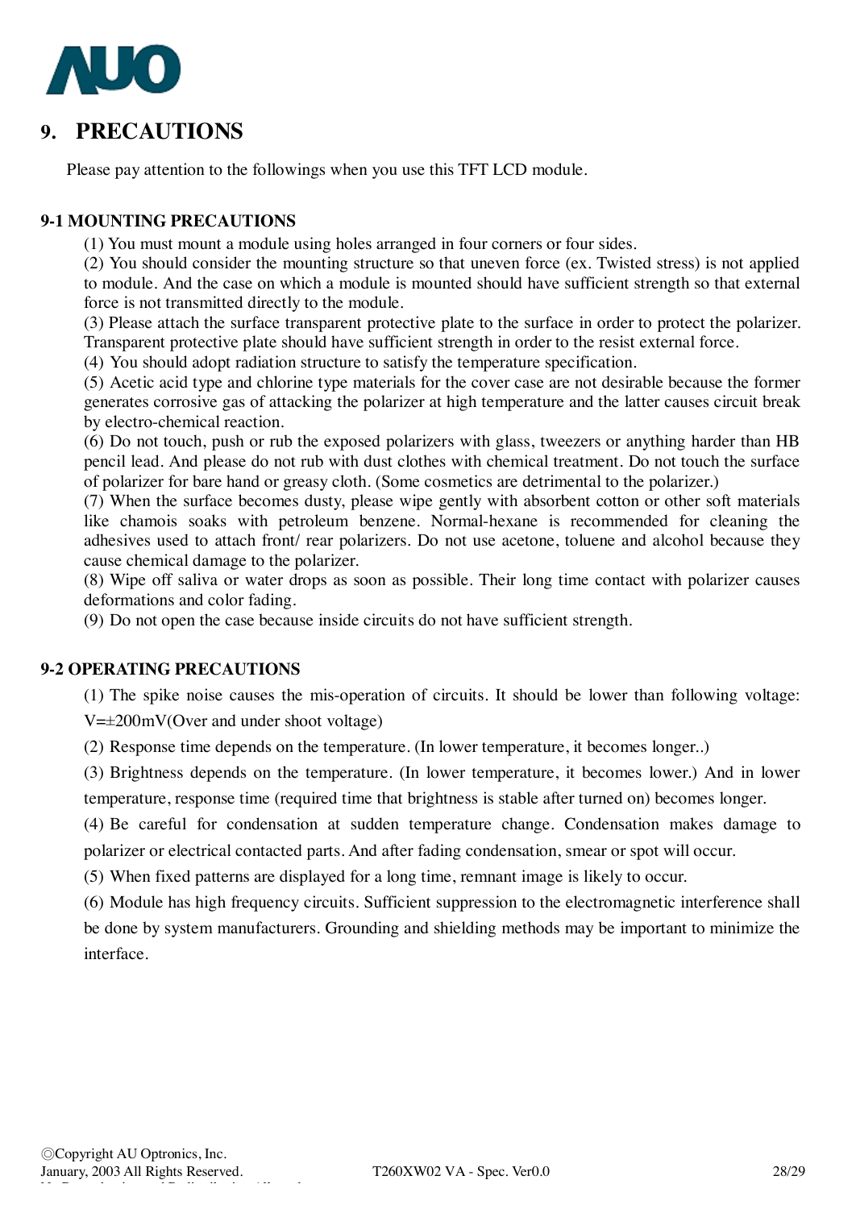# 9. PRECAUTIONS

Please pay attention to the followings when you use this TFT LCD module.

## 9-1 MOUNTING PRECAUTIONS

(1) You must mount a module using holes arranged in four corners or four sides.

(2) You should consider the mounting structure so that uneven force (ex. Twisted stress) is not applied to module. And the case on which a module is mounted should have sufficient strength so that external force is not transmitted directly to the module.

(3) Please attach the surface transparent protective plate to the surface in order to protect the polarizer. Transparent protective plate should have sufficient strength in order to the resist external force.

(4) You should adopt radiation structure to satisfy the temperature specification.

(5) Acetic acid type and chlorine type materials for the cover case are not desirable because the former generates corrosive gas of attacking the polarizer at high temperature and the latter causes circuit break by electro-chemical reaction.

(6) Do not touch, push or rub the exposed polarizers with glass, tweezers or anything harder than HB pencil lead. And please do not rub with dust clothes with chemical treatment. Do not touch the surface of polarizer for bare hand or greasy cloth. (Some cosmetics are detrimental to the polarizer.)

(7) When the surface becomes dusty, please wipe gently with absorbent cotton or other soft materials like chamois soaks with petroleum benzene. Normal-hexane is recommended for cleaning the adhesives used to attach front/ rear polarizers. Do not use acetone, toluene and alcohol because they cause chemical damage to the polarizer.

(8) Wipe off saliva or water drops as soon as possible. Their long time contact with polarizer causes deformations and color fading.

(9) Do not open the case because inside circuits do not have sufficient strength.

## 9-2 OPERATING PRECAUTIONS

(1) The spike noise causes the mis-operation of circuits. It should be lower than following voltage: V=±200mV(Over and under shoot voltage)

(2) Response time depends on the temperature. (In lower temperature, it becomes longer..)

(3) Brightness depends on the temperature. (In lower temperature, it becomes lower.) And in lower temperature, response time (required time that brightness is stable after turned on) becomes longer.

(4) Be careful for condensation at sudden temperature change. Condensation makes damage to polarizer or electrical contacted parts. And after fading condensation, smear or spot will occur.

(5) When fixed patterns are displayed for a long time, remnant image is likely to occur.

(6) Module has high frequency circuits. Sufficient suppression to the electromagnetic interference shall be done by system manufacturers. Grounding and shielding methods may be important to minimize the interface.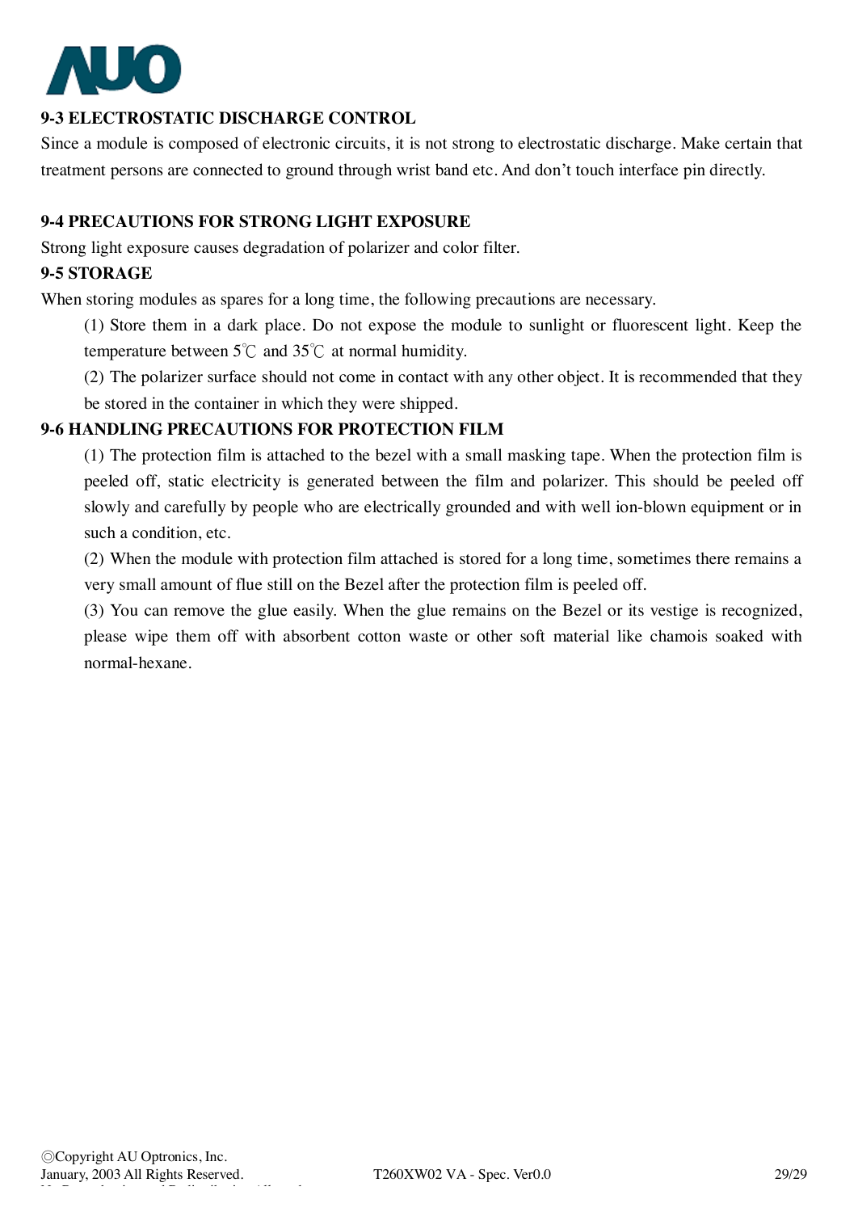### 9-3 ELECTROSTATIC DISCHARGE CONTROL

Since a module is composed of electronic circuits, it is not strong to electrostatic discharge. Make certain that treatment persons are connected to ground through wrist band etc. And don't touch interface pin directly.

### 9-4 PRECAUTIONS FOR STRONG LIGHT EXPOSURE

Strong light exposure causes degradation of polarizer and color filter.

### 9-5 STORAGE

When storing modules as spares for a long time, the following precautions are necessary.

(1) Store them in a dark place. Do not expose the module to sunlight or fluorescent light. Keep the temperature between 5℃ and 35℃ at normal humidity.

(2) The polarizer surface should not come in contact with any other object. It is recommended that they be stored in the container in which they were shipped.

### 9-6 HANDLING PRECAUTIONS FOR PROTECTION FILM

(1) The protection film is attached to the bezel with a small masking tape. When the protection film is peeled off, static electricity is generated between the film and polarizer. This should be peeled off slowly and carefully by people who are electrically grounded and with well ion-blown equipment or in such a condition, etc.

(2) When the module with protection film attached is stored for a long time, sometimes there remains a very small amount of flue still on the Bezel after the protection film is peeled off.

(3) You can remove the glue easily. When the glue remains on the Bezel or its vestige is recognized, please wipe them off with absorbent cotton waste or other soft material like chamois soaked with normal-hexane.